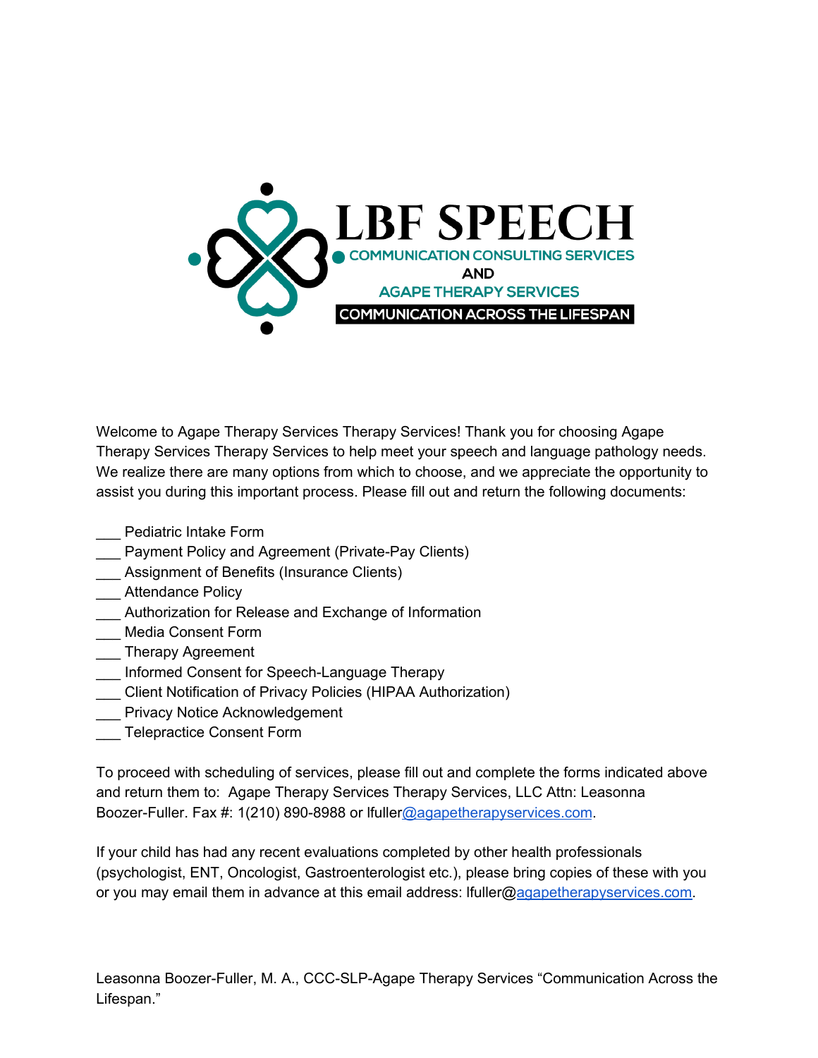# LBF SPEECH

COMMUNICATION CONSULTING SERVICES

AND

AGAPE THERAPY SERVICES

COMMUNICATION ACROSS THE LIFESPAN

Welcome to Agape Therapy Services Therapy Services! Thank you for choosing Agape Therapy Services Therapy Services to help meet your speech and language pathology needs. We realize there are many options from which to choose, and we appreciate the opportunity to assist you during this important process. Please fill out and return the following documents:

___ Pediatric Intake Form
___ Payment Policy and Agreement (Private-Pay Clients)
___ Assignment of Benefits (Insurance Clients)
___ Attendance Policy
___ Authorization for Release and Exchange of Information
___ Media Consent Form
___ Therapy Agreement
___ Informed Consent for Speech-Language Therapy
___ Client Notification of Privacy Policies (HIPAA Authorization)
___ Privacy Notice Acknowledgement
___ Telepractice Consent Form

To proceed with scheduling of services, please fill out and complete the forms indicated above and return them to: Agape Therapy Services Therapy Services, LLC Attn: Leasonna Boozer-Fuller. Fax #: 1(210) 890-8988 or lfuller@agapetherapyservices.com.

If your child has had any recent evaluations completed by other health professionals (psychologist, ENT, Oncologist, Gastroenterologist etc.), please bring copies of these with you or you may email them in advance at this email address: lfuller@agapetherapyservices.com.

Leasonna Boozer-Fuller, M. A., CCC-SLP-Agape Therapy Services "Communication Across the Lifespan."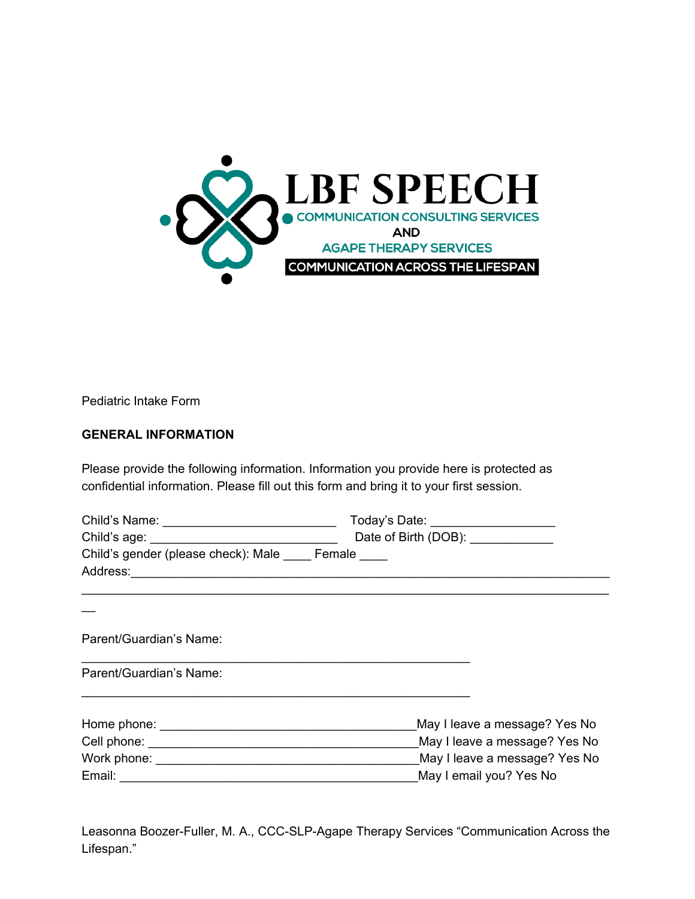LBF SPEECH

COMMUNICATION CONSULTING SERVICES

AND

AGAPE THERAPY SERVICES

COMMUNICATION ACROSS THE LIFESPAN

Pediatric Intake Form

**GENERAL INFORMATION**

Please provide the following information. Information you provide here is protected as confidential information. Please fill out this form and bring it to your first session.

Child's Name: _________________________ Today's Date: __________________

Child's age: ___________________________ Date of Birth (DOB): ____________

Child's gender (please check): Male ____ Female ____

Address:_________________________________________________________________________

___________________________________________________________________________

__

Parent/Guardian's Name:

________________________________________________________

Parent/Guardian's Name:

________________________________________________________

Home phone: _____________________________________May I leave a message? Yes No

Cell phone: _______________________________________May I leave a message? Yes No

Work phone: ______________________________________May I leave a message? Yes No

Email: ___________________________________________May I email you? Yes No

Leasonna Boozer-Fuller, M. A., CCC-SLP-Agape Therapy Services "Communication Across the Lifespan."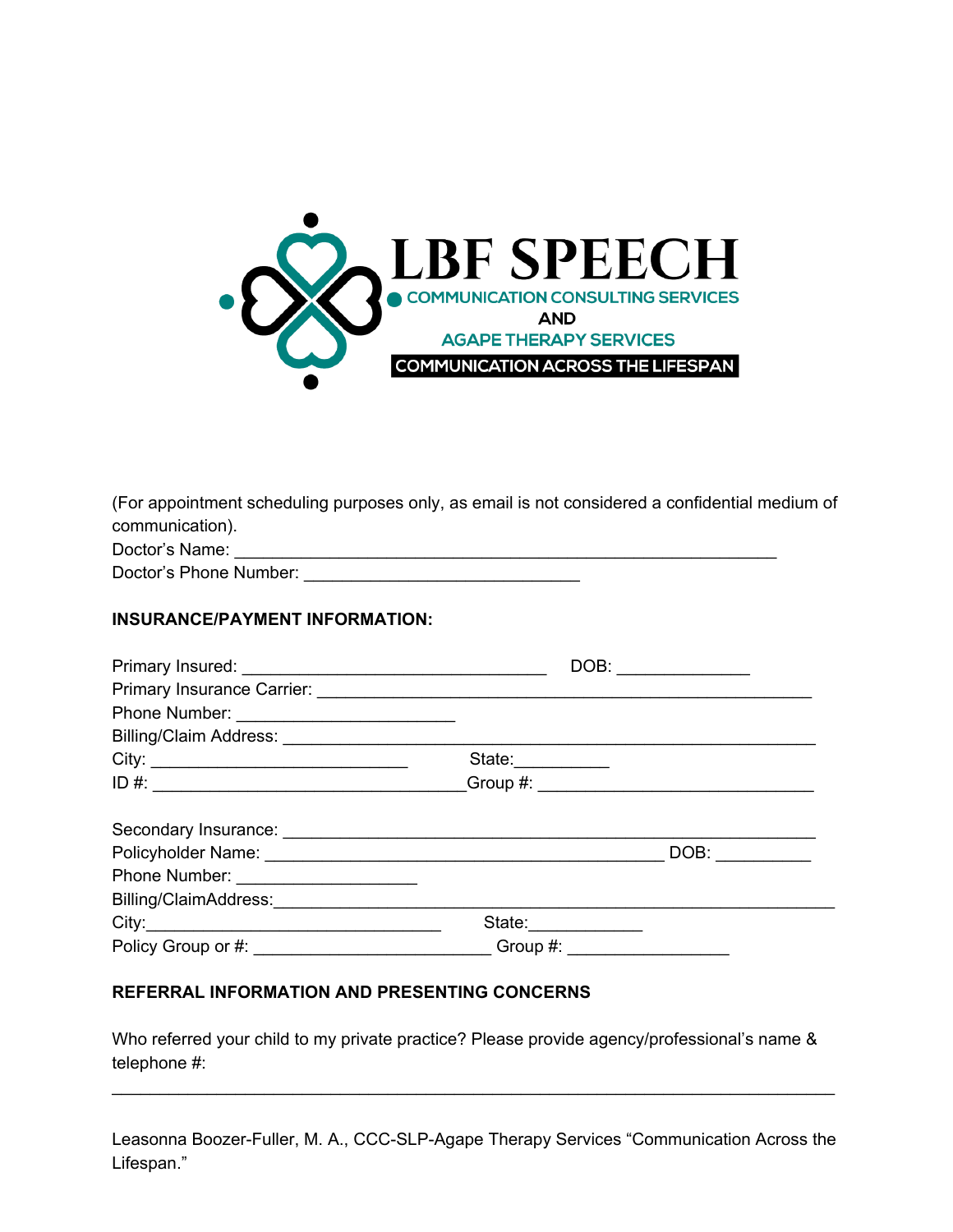LBF SPEECH

COMMUNICATION CONSULTING SERVICES

AND

AGAPE THERAPY SERVICES

COMMUNICATION ACROSS THE LIFESPAN

(For appointment scheduling purposes only, as email is not considered a confidential medium of communication).

Doctor's Name: ___________________________________________________________

Doctor's Phone Number: ______________________________

**INSURANCE/PAYMENT INFORMATION:**

Primary Insured: _________________________________ DOB: ______________

Primary Insurance Carrier: ______________________________________________________

Phone Number: ________________________

Billing/Claim Address: __________________________________________________________

City: ____________________________ State:__________

ID #: __________________________________Group #: ______________________________

Secondary Insurance: ___________________________________________________________

Policyholder Name: ___________________________________________ DOB: __________

Phone Number: ___________________

Billing/ClaimAddress:_____________________________________________________________

City:________________________________ State:____________

Policy Group or #: __________________________ Group #: _________________

**REFERRAL INFORMATION AND PRESENTING CONCERNS**

Who referred your child to my private practice? Please provide agency/professional's name & telephone #:

_______________________________________________________________________________

Leasonna Boozer-Fuller, M. A., CCC-SLP-Agape Therapy Services "Communication Across the Lifespan."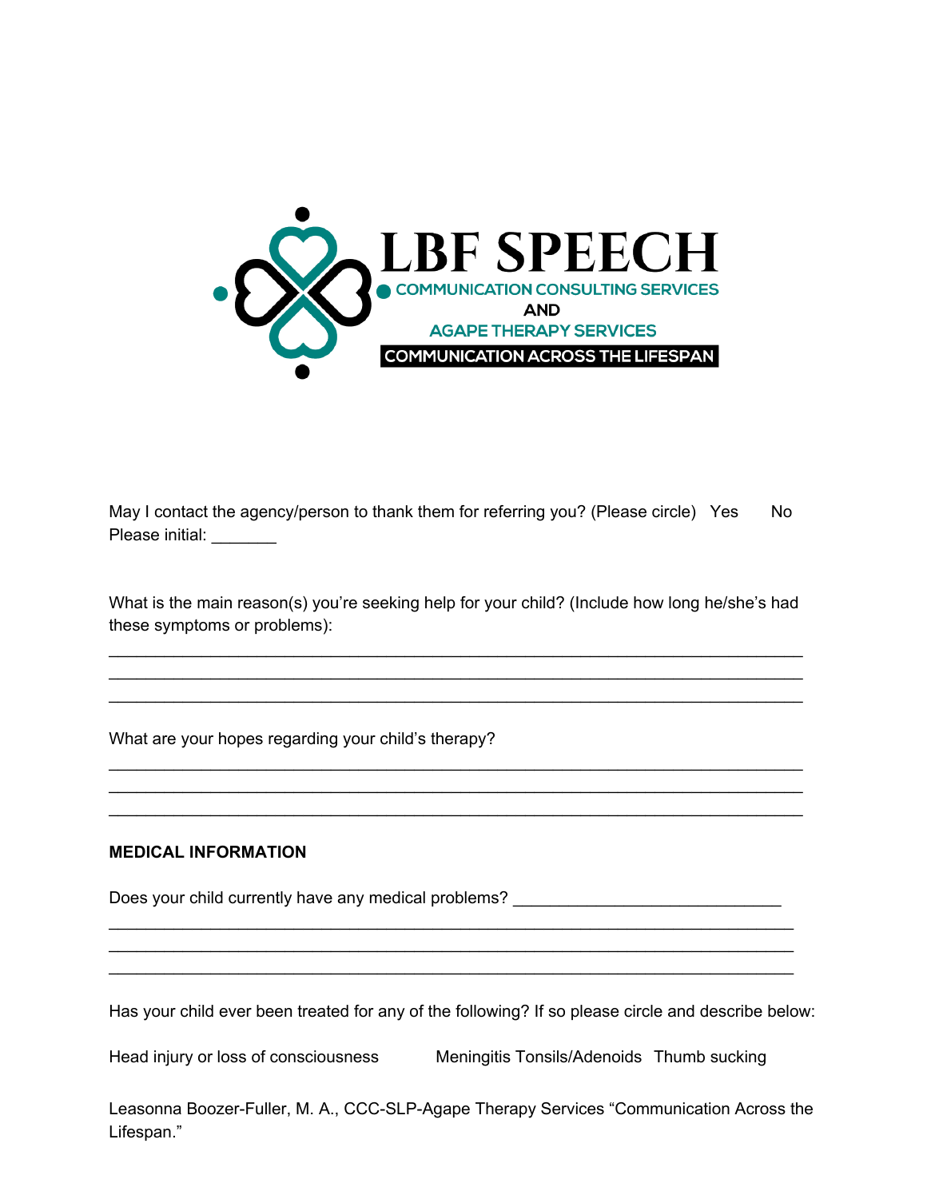LBF SPEECH
COMMUNICATION CONSULTING SERVICES
AND
AGAPE THERAPY SERVICES
COMMUNICATION ACROSS THE LIFESPAN

May I contact the agency/person to thank them for referring you? (Please circle) Yes No
Please initial: _______

What is the main reason(s) you're seeking help for your child? (Include how long he/she's had these symptoms or problems):

_______________________________________________________________________
_______________________________________________________________________
_______________________________________________________________________

What are your hopes regarding your child's therapy?

_______________________________________________________________________
_______________________________________________________________________
_______________________________________________________________________

**MEDICAL INFORMATION**

Does your child currently have any medical problems? ____________________________

_______________________________________________________________________
_______________________________________________________________________
_______________________________________________________________________

Has your child ever been treated for any of the following? If so please circle and describe below:

Head injury or loss of consciousness Meningitis Tonsils/Adenoids Thumb sucking

Leasonna Boozer-Fuller, M. A., CCC-SLP-Agape Therapy Services "Communication Across the Lifespan."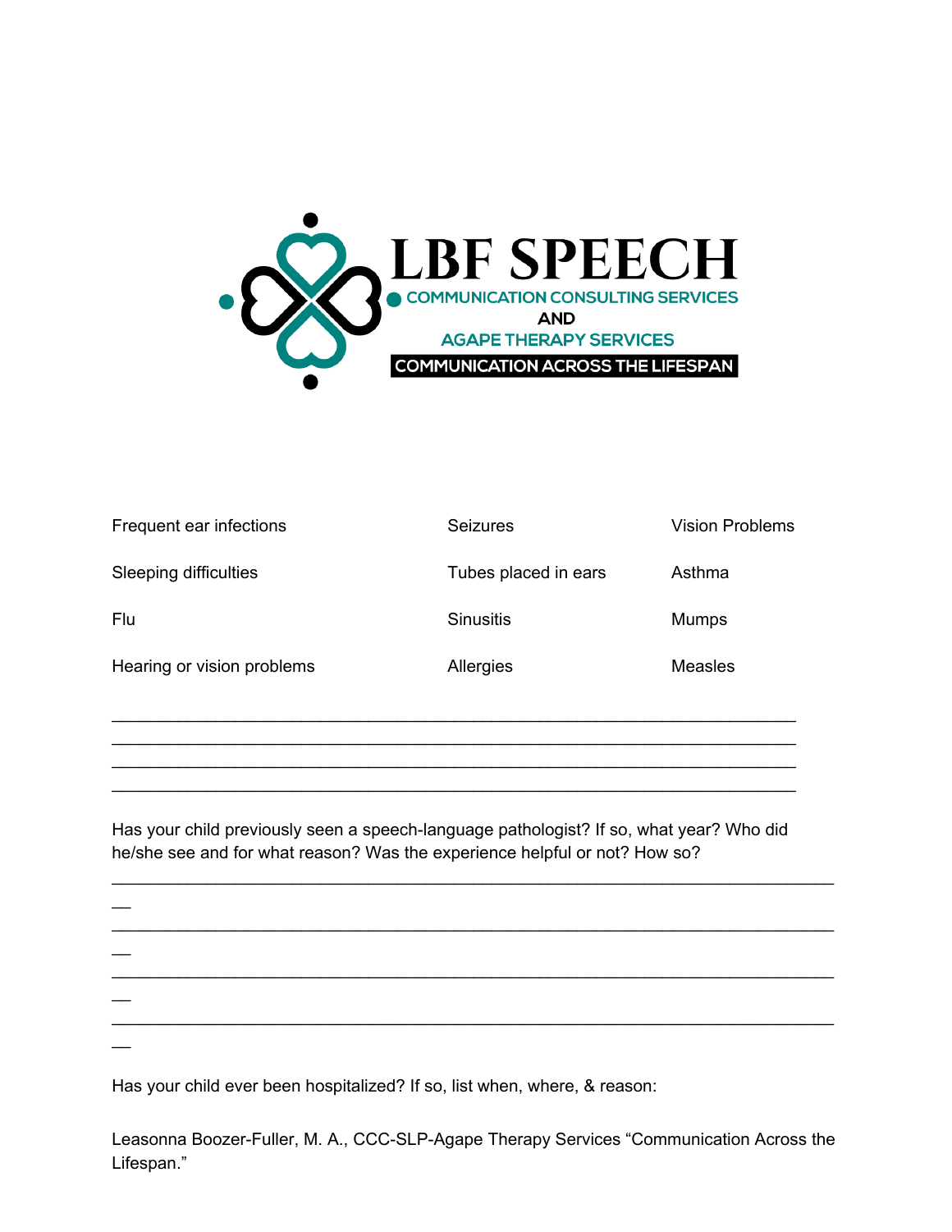LBF SPEECH
COMMUNICATION CONSULTING SERVICES
AND
AGAPE THERAPY SERVICES
COMMUNICATION ACROSS THE LIFESPAN

| | | |
|---|---|---|
| Frequent ear infections | Seizures | Vision Problems |
| Sleeping difficulties | Tubes placed in ears | Asthma |
| Flu | Sinusitis | Mumps |
| Hearing or vision problems | Allergies | Measles |

____________________________________________________________________
____________________________________________________________________
____________________________________________________________________
____________________________________________________________________

Has your child previously seen a speech-language pathologist? If so, what year? Who did he/she see and for what reason? Was the experience helpful or not? How so?

________________________________________________________________________
________________________________________________________________________
________________________________________________________________________
________________________________________________________________________

Has your child ever been hospitalized? If so, list when, where, & reason:

Leasonna Boozer-Fuller, M. A., CCC-SLP-Agape Therapy Services "Communication Across the Lifespan."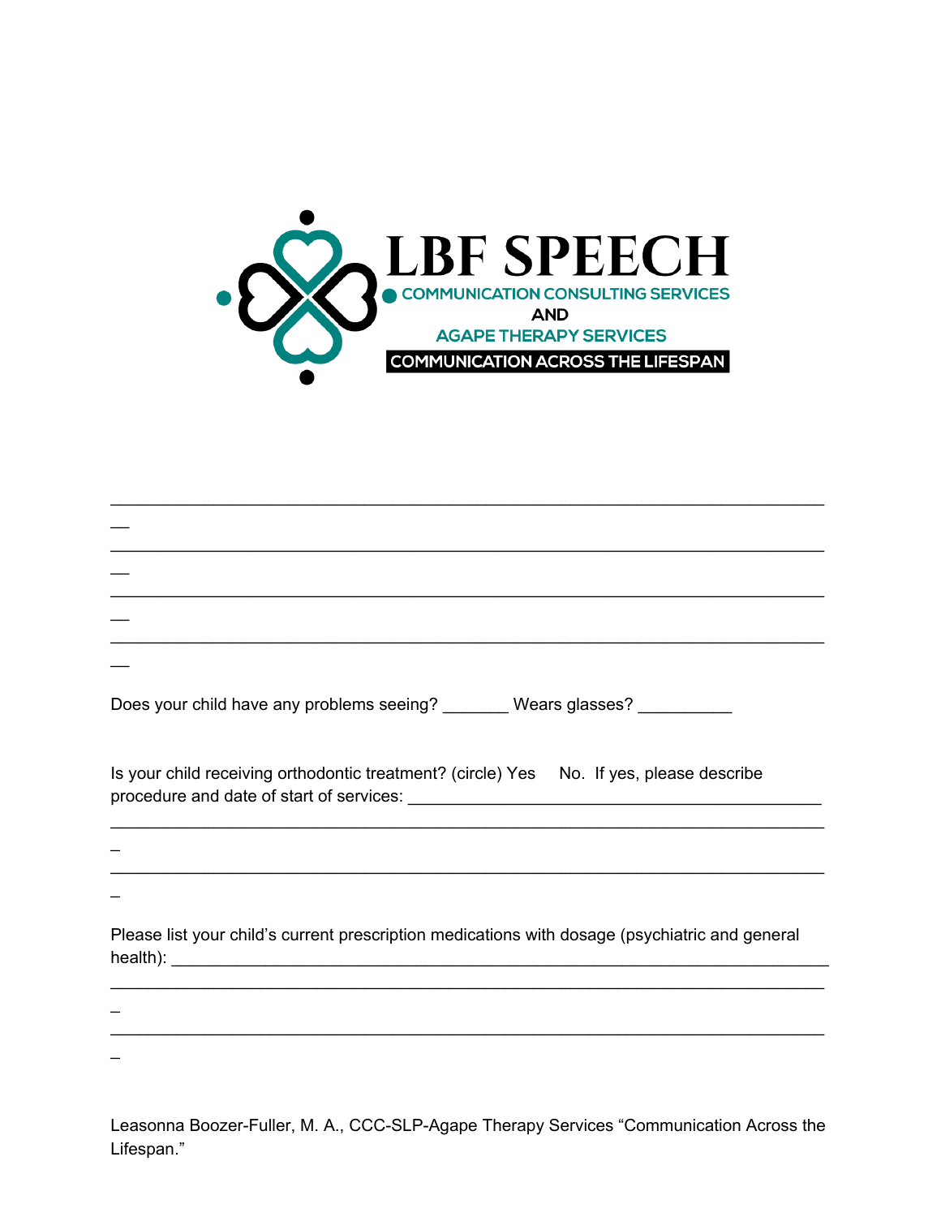**LBF SPEECH**

COMMUNICATION CONSULTING SERVICES

AND

AGAPE THERAPY SERVICES

COMMUNICATION ACROSS THE LIFESPAN

_____________________________________________________________________________
__
_____________________________________________________________________________
__
_____________________________________________________________________________
__
_____________________________________________________________________________
__

Does your child have any problems seeing? _______ Wears glasses? __________

Is your child receiving orthodontic treatment? (circle) Yes No. If yes, please describe procedure and date of start of services: _____________________________________________
_____________________________________________________________________________
_
_____________________________________________________________________________
_

Please list your child's current prescription medications with dosage (psychiatric and general health): _____________________________________________________________________
_____________________________________________________________________________
_
_____________________________________________________________________________
_

Leasonna Boozer-Fuller, M. A., CCC-SLP-Agape Therapy Services "Communication Across the Lifespan."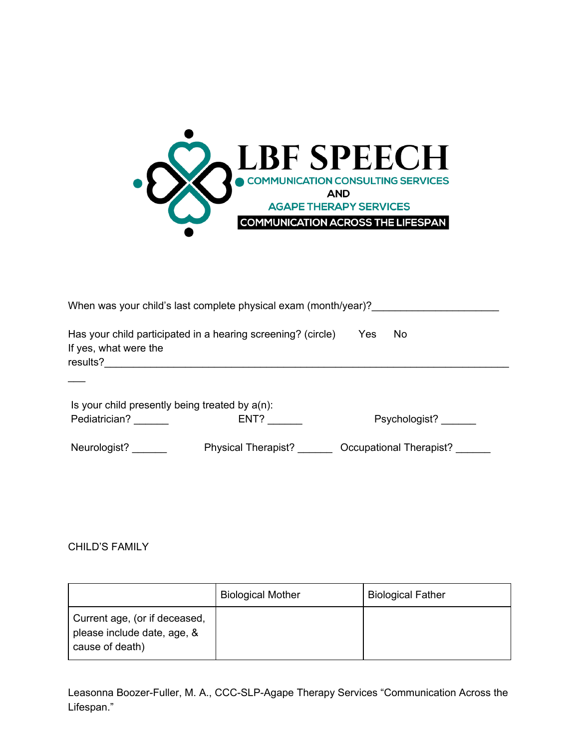LBF SPEECH

COMMUNICATION CONSULTING SERVICES

AND

AGAPE THERAPY SERVICES

COMMUNICATION ACROSS THE LIFESPAN

When was your child's last complete physical exam (month/year)?______________________

Has your child participated in a hearing screening? (circle) Yes No
If yes, what were the results?______________________________________________________________________

Is your child presently being treated by a(n):
Pediatrician? ______ ENT? ______ Psychologist? ______

Neurologist? ______ Physical Therapist? ______ Occupational Therapist? ______

CHILD'S FAMILY

| | Biological Mother | Biological Father |
|---|---|---|
| Current age, (or if deceased, please include date, age, & cause of death) | | |

Leasonna Boozer-Fuller, M. A., CCC-SLP-Agape Therapy Services "Communication Across the Lifespan."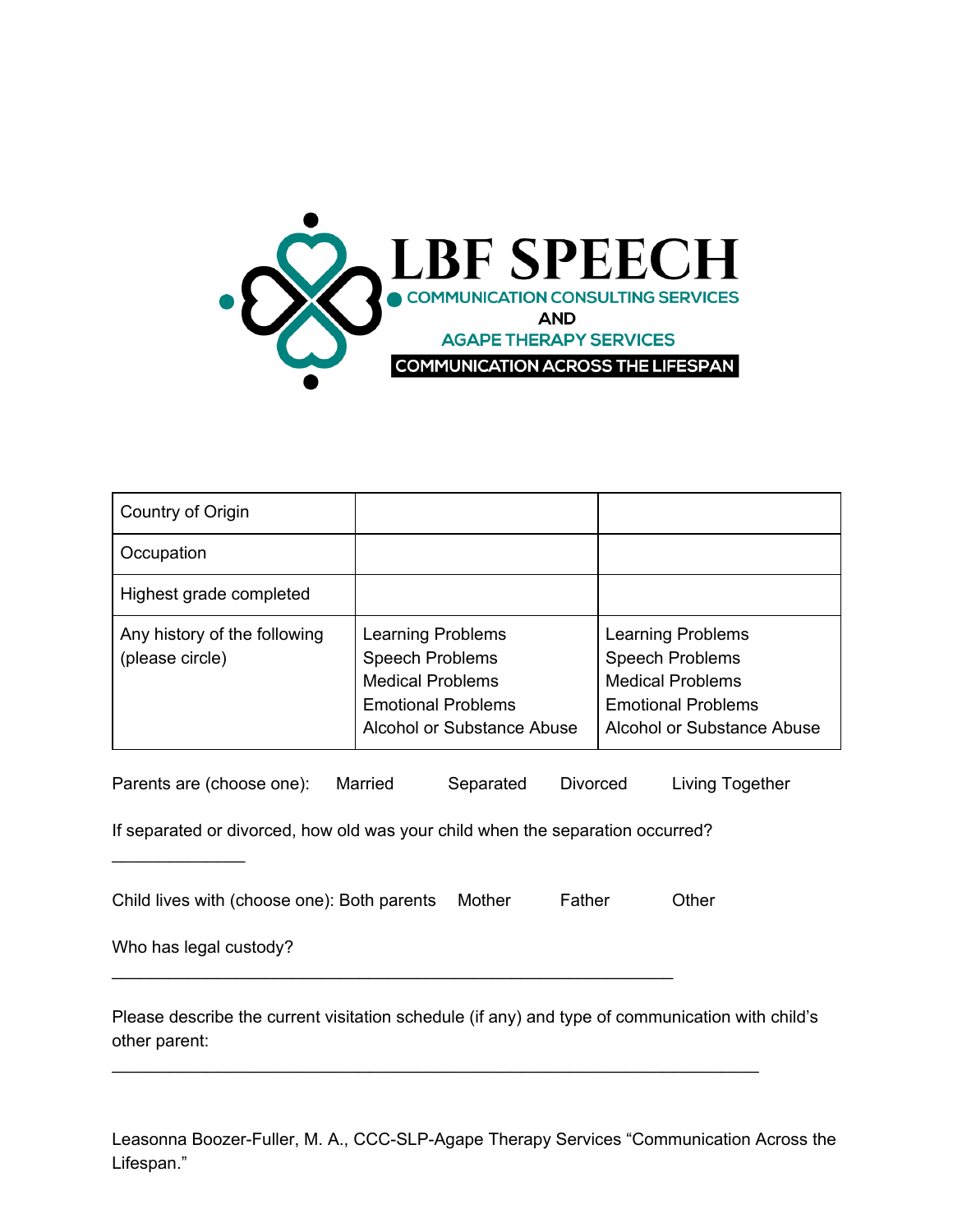# LBF SPEECH

COMMUNICATION CONSULTING SERVICES

AND

AGAPE THERAPY SERVICES

COMMUNICATION ACROSS THE LIFESPAN

| Country of Origin | | |
|---|---|---|
| Occupation | | |
| Highest grade completed | | |
| Any history of the following (please circle) | Learning Problems<br>Speech Problems<br>Medical Problems<br>Emotional Problems<br>Alcohol or Substance Abuse | Learning Problems<br>Speech Problems<br>Medical Problems<br>Emotional Problems<br>Alcohol or Substance Abuse |

Parents are (choose one): Married Separated Divorced Living Together

If separated or divorced, how old was your child when the separation occurred?

______________

Child lives with (choose one): Both parents Mother Father Other

Who has legal custody?

___________________________________________________________

Please describe the current visitation schedule (if any) and type of communication with child's other parent:

_____________________________________________________________________

Leasonna Boozer-Fuller, M. A., CCC-SLP-Agape Therapy Services "Communication Across the Lifespan."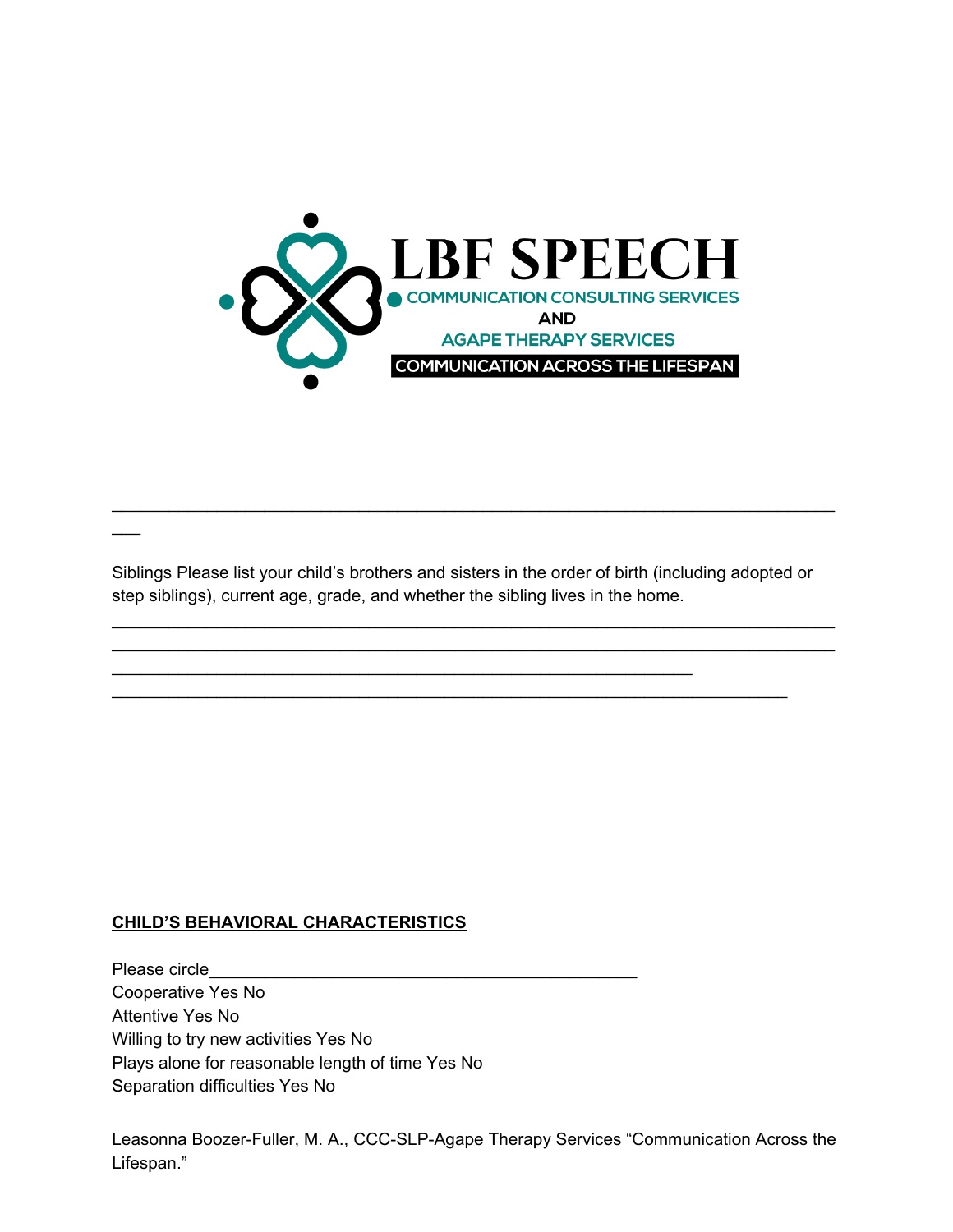LBF SPEECH
COMMUNICATION CONSULTING SERVICES
AND
AGAPE THERAPY SERVICES
COMMUNICATION ACROSS THE LIFESPAN

___________________________________________________________________________

Siblings Please list your child's brothers and sisters in the order of birth (including adopted or step siblings), current age, grade, and whether the sibling lives in the home.

___________________________________________________________________________
___________________________________________________________________________
_____________________________________________________________
_______________________________________________________________________

**CHILD'S BEHAVIORAL CHARACTERISTICS**

Please circle_______________________________________________

Cooperative Yes No
Attentive Yes No
Willing to try new activities Yes No
Plays alone for reasonable length of time Yes No
Separation difficulties Yes No

Leasonna Boozer-Fuller, M. A., CCC-SLP-Agape Therapy Services "Communication Across the Lifespan."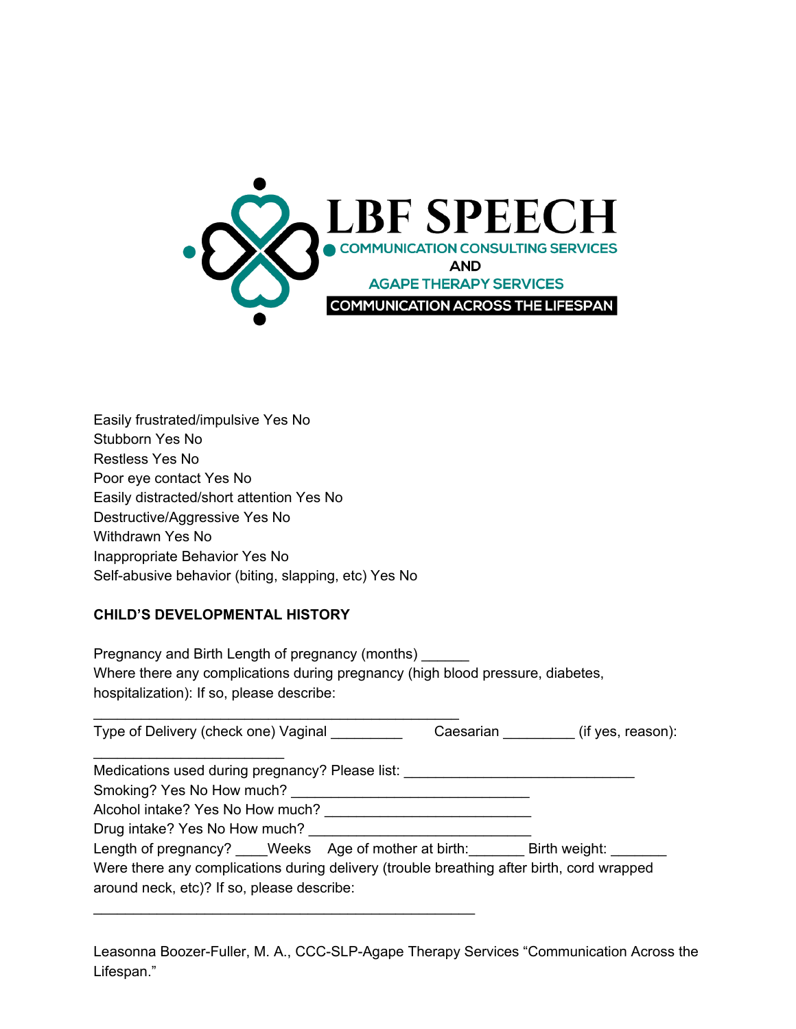LBF SPEECH
COMMUNICATION CONSULTING SERVICES
AND
AGAPE THERAPY SERVICES
COMMUNICATION ACROSS THE LIFESPAN

Easily frustrated/impulsive Yes No
Stubborn Yes No
Restless Yes No
Poor eye contact Yes No
Easily distracted/short attention Yes No
Destructive/Aggressive Yes No
Withdrawn Yes No
Inappropriate Behavior Yes No
Self-abusive behavior (biting, slapping, etc) Yes No

**CHILD'S DEVELOPMENTAL HISTORY**

Pregnancy and Birth Length of pregnancy (months) ______
Where there any complications during pregnancy (high blood pressure, diabetes, hospitalization): If so, please describe:
_____________________________________________
Type of Delivery (check one) Vaginal _________ Caesarian _________ (if yes, reason):
_______________________
Medications used during pregnancy? Please list: ____________________________
Smoking? Yes No How much? ___________________________
Alcohol intake? Yes No How much? _________________________
Drug intake? Yes No How much? ___________________________
Length of pregnancy? ____Weeks Age of mother at birth:_______ Birth weight: _______
Were there any complications during delivery (trouble breathing after birth, cord wrapped around neck, etc)? If so, please describe:
_______________________________________________

Leasonna Boozer-Fuller, M. A., CCC-SLP-Agape Therapy Services "Communication Across the Lifespan."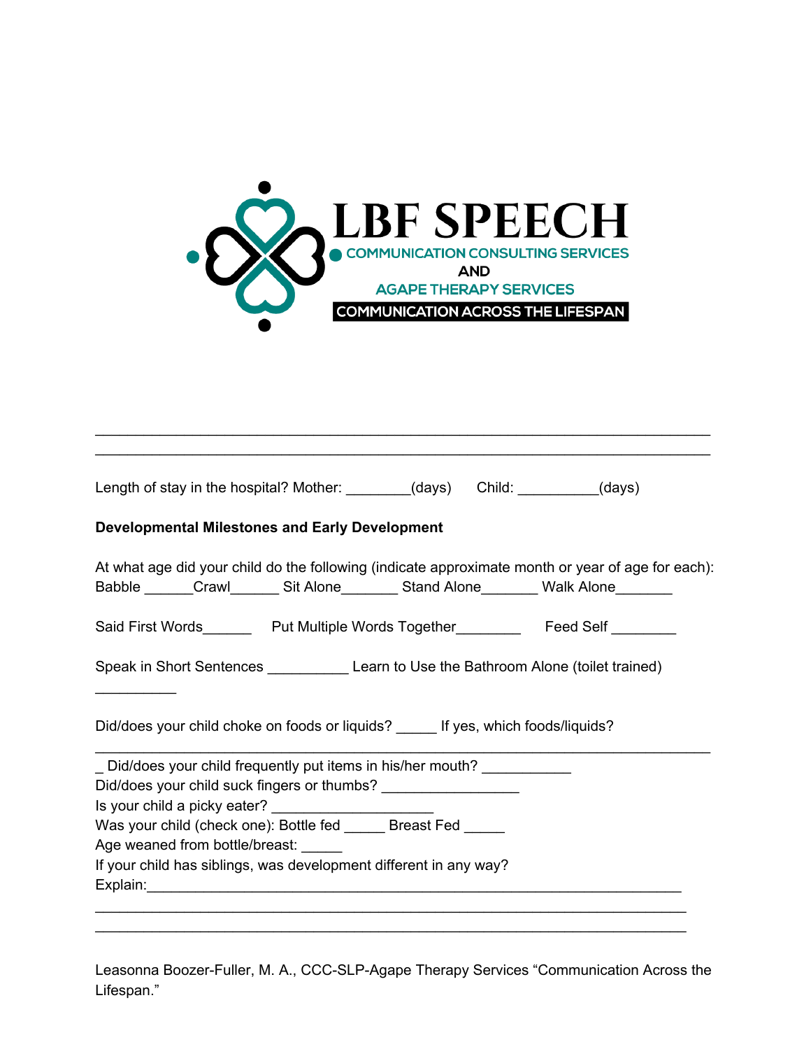LBF SPEECH
COMMUNICATION CONSULTING SERVICES
AND
AGAPE THERAPY SERVICES
COMMUNICATION ACROSS THE LIFESPAN

______________________________________________________________________
______________________________________________________________________

Length of stay in the hospital? Mother: ________(days)   Child: __________(days)

**Developmental Milestones and Early Development**

At what age did your child do the following (indicate approximate month or year of age for each):
Babble ______Crawl______ Sit Alone_______ Stand Alone_______ Walk Alone_______

Said First Words______   Put Multiple Words Together________   Feed Self ________

Speak in Short Sentences __________ Learn to Use the Bathroom Alone (toilet trained) __________

Did/does your child choke on foods or liquids? _____ If yes, which foods/liquids? ______________________________________________________________________

_ Did/does your child frequently put items in his/her mouth? ___________
Did/does your child suck fingers or thumbs? _________________
Is your child a picky eater? ____________________
Was your child (check one): Bottle fed _____ Breast Fed _____
Age weaned from bottle/breast: _____
If your child has siblings, was development different in any way?
Explain:_____________________________________________________________
______________________________________________________________________
______________________________________________________________________

Leasonna Boozer-Fuller, M. A., CCC-SLP-Agape Therapy Services "Communication Across the Lifespan."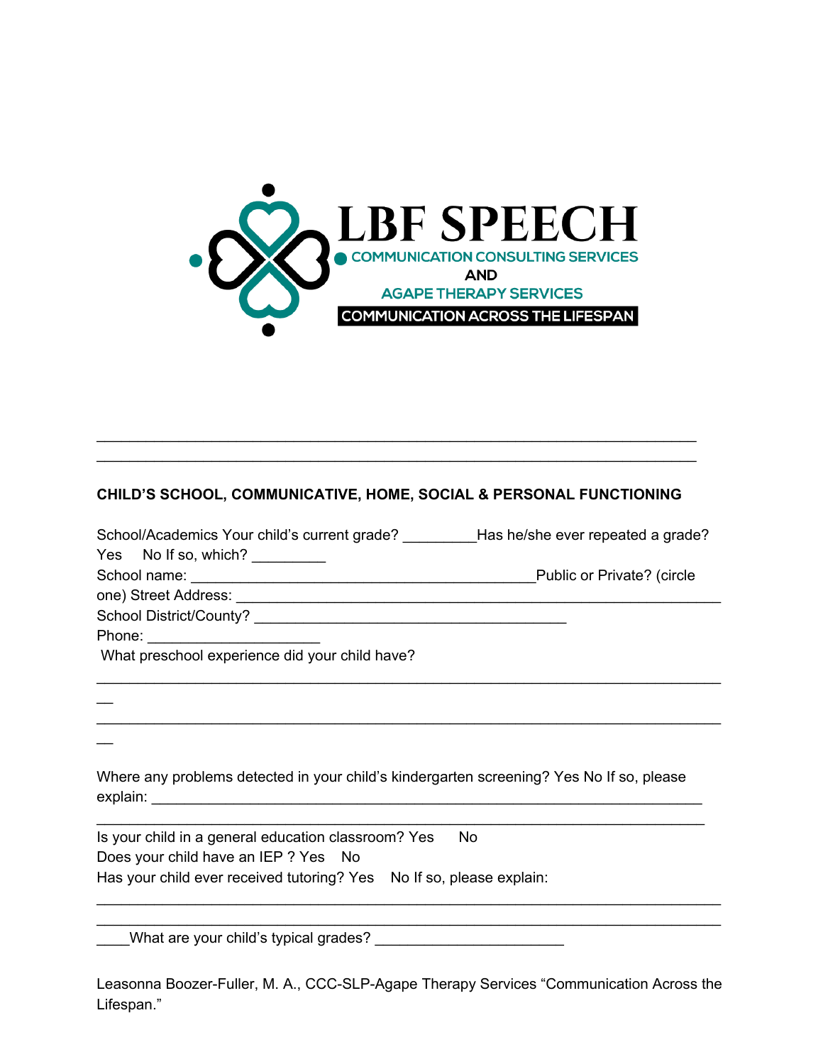LBF SPEECH

COMMUNICATION CONSULTING SERVICES

AND

AGAPE THERAPY SERVICES

COMMUNICATION ACROSS THE LIFESPAN

_____________________________________________________________________
_____________________________________________________________________

**CHILD'S SCHOOL, COMMUNICATIVE, HOME, SOCIAL & PERSONAL FUNCTIONING**

School/Academics Your child's current grade? _________Has he/she ever repeated a grade? Yes No If so, which? _________

School name: ________________________________________Public or Private? (circle one) Street Address: ________________________________________________________

School District/County? ____________________________________

Phone: ____________________

What preschool experience did your child have?

_______________________________________________________________________
_______________________________________________________________________

Where any problems detected in your child's kindergarten screening? Yes No If so, please explain: _______________________________________________________________
_______________________________________________________________________

Is your child in a general education classroom? Yes No

Does your child have an IEP ? Yes No

Has your child ever received tutoring? Yes No If so, please explain:

_______________________________________________________________________
_______________________________________________________________________

____What are your child's typical grades? ______________________

Leasonna Boozer-Fuller, M. A., CCC-SLP-Agape Therapy Services "Communication Across the Lifespan."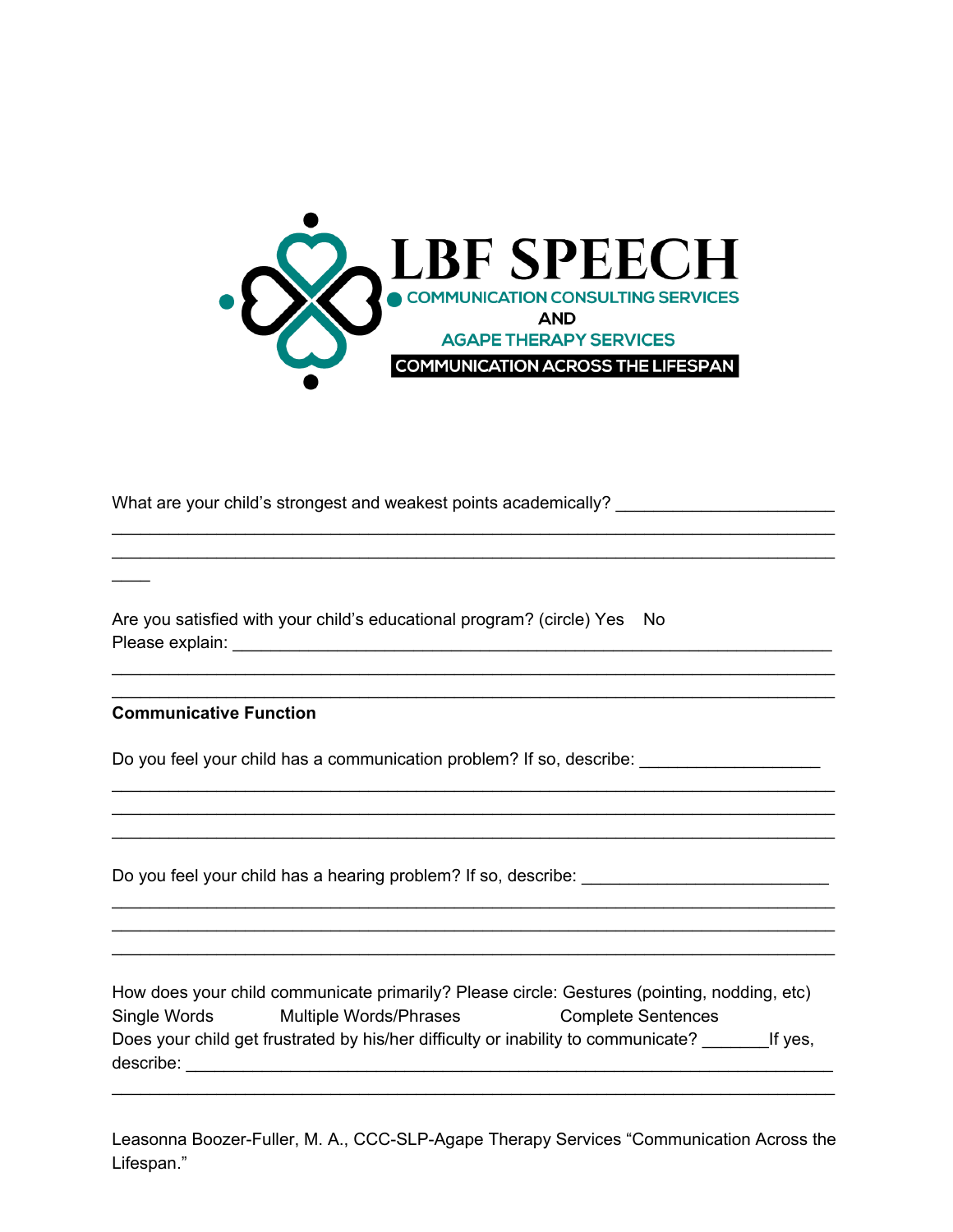LBF SPEECH
COMMUNICATION CONSULTING SERVICES
AND
AGAPE THERAPY SERVICES
COMMUNICATION ACROSS THE LIFESPAN

What are your child's strongest and weakest points academically? ______________________
___________________________________________________________________________
___________________________________________________________________________
____

Are you satisfied with your child's educational program? (circle) Yes No
Please explain: _____________________________________________________________
___________________________________________________________________________
___________________________________________________________________________

**Communicative Function**

Do you feel your child has a communication problem? If so, describe: __________________
___________________________________________________________________________
___________________________________________________________________________
___________________________________________________________________________

Do you feel your child has a hearing problem? If so, describe: _________________________
___________________________________________________________________________
___________________________________________________________________________
___________________________________________________________________________

How does your child communicate primarily? Please circle: Gestures (pointing, nodding, etc)
Single Words Multiple Words/Phrases Complete Sentences
Does your child get frustrated by his/her difficulty or inability to communicate? _______If yes, describe: ____________________________________________________________________
___________________________________________________________________________

Leasonna Boozer-Fuller, M. A., CCC-SLP-Agape Therapy Services "Communication Across the Lifespan."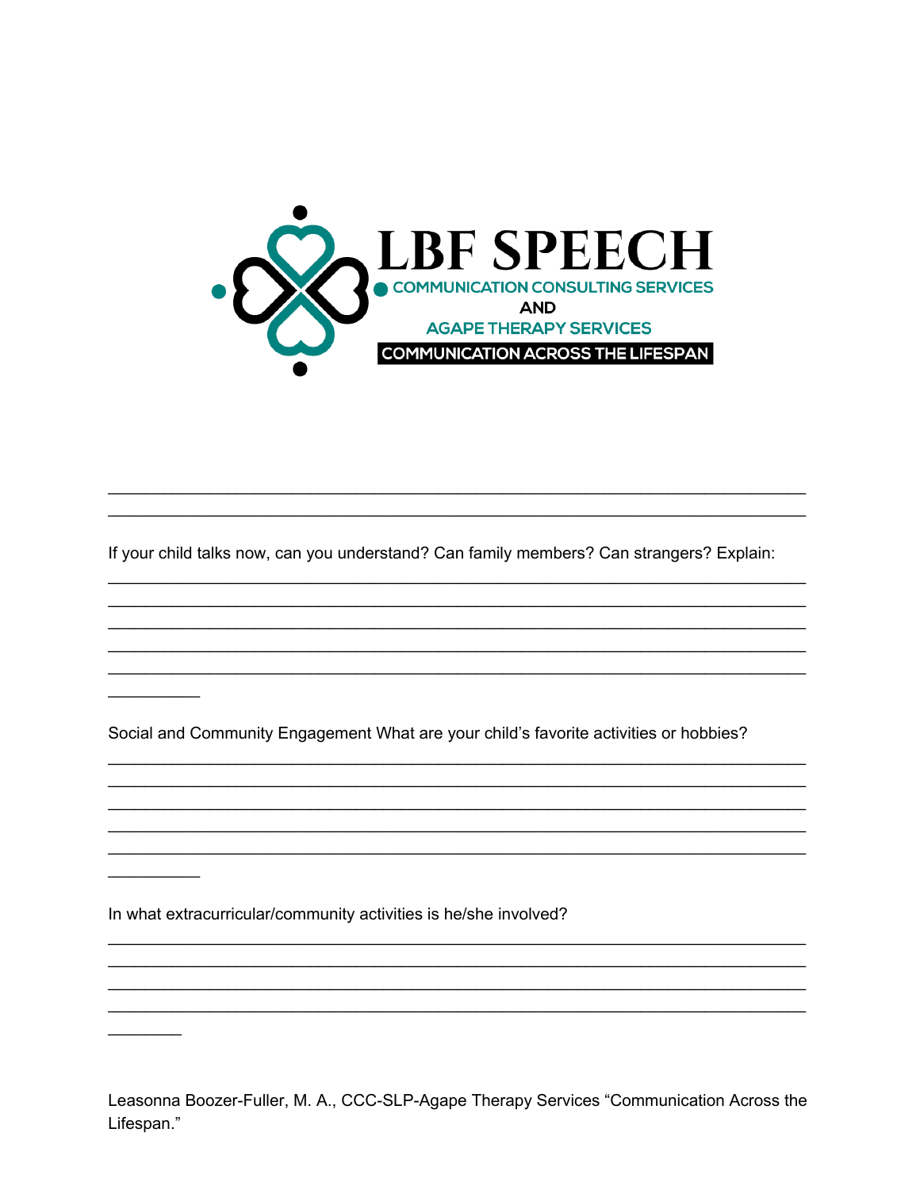LBF SPEECH
COMMUNICATION CONSULTING SERVICES
AND
AGAPE THERAPY SERVICES
COMMUNICATION ACROSS THE LIFESPAN

___________________________________________________________________________
___________________________________________________________________________

If your child talks now, can you understand? Can family members? Can strangers? Explain:

___________________________________________________________________________
___________________________________________________________________________
___________________________________________________________________________
___________________________________________________________________________
___________________________________________________________________________
__________

Social and Community Engagement What are your child's favorite activities or hobbies?

___________________________________________________________________________
___________________________________________________________________________
___________________________________________________________________________
___________________________________________________________________________
___________________________________________________________________________
__________

In what extracurricular/community activities is he/she involved?

___________________________________________________________________________
___________________________________________________________________________
___________________________________________________________________________
___________________________________________________________________________
________

Leasonna Boozer-Fuller, M. A., CCC-SLP-Agape Therapy Services "Communication Across the Lifespan."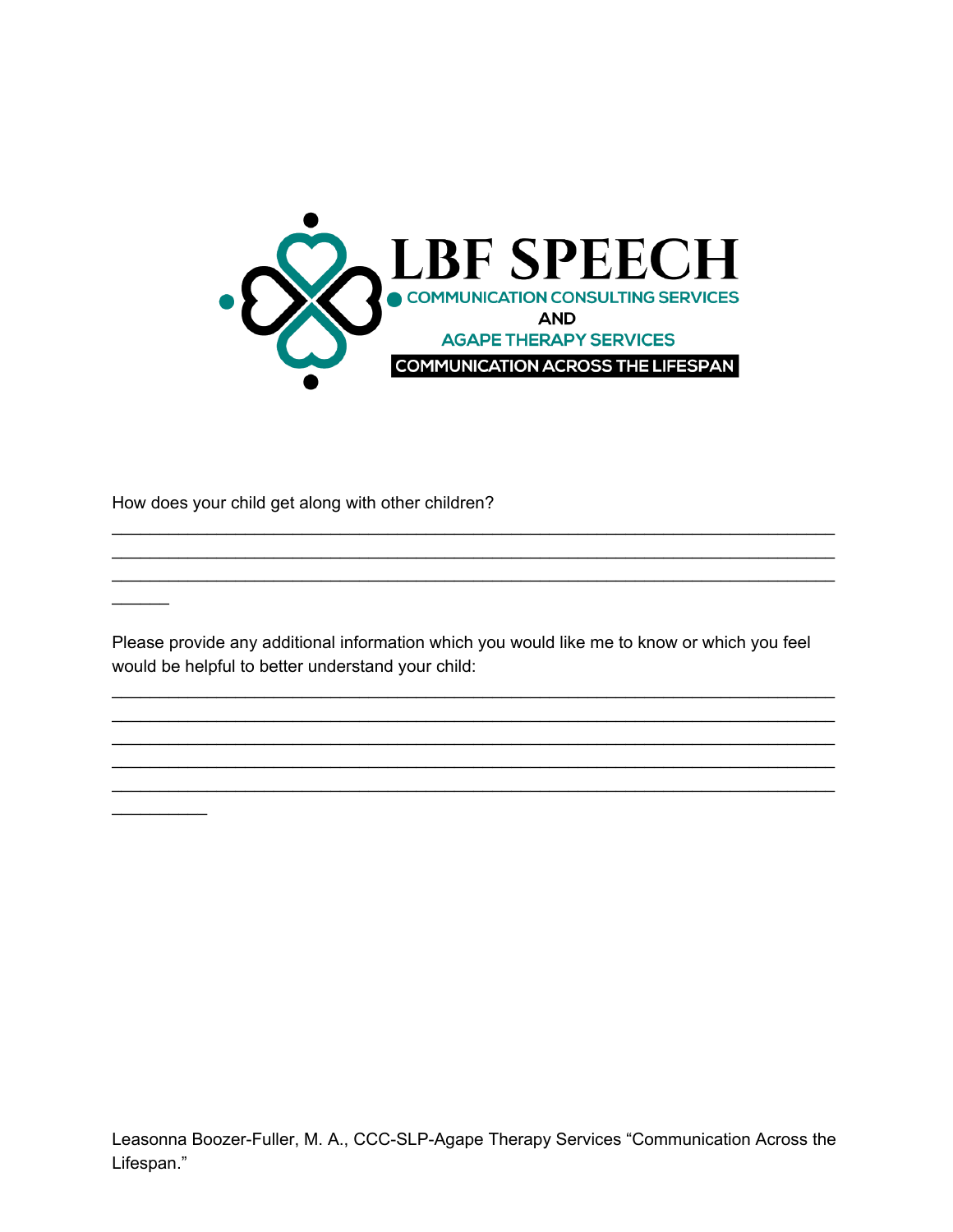LBF SPEECH
COMMUNICATION CONSULTING SERVICES
AND
AGAPE THERAPY SERVICES
COMMUNICATION ACROSS THE LIFESPAN

How does your child get along with other children?

________________________________________________________________________
________________________________________________________________________
________________________________________________________________________
______

Please provide any additional information which you would like me to know or which you feel would be helpful to better understand your child:

________________________________________________________________________
________________________________________________________________________
________________________________________________________________________
________________________________________________________________________
________________________________________________________________________
__________

Leasonna Boozer-Fuller, M. A., CCC-SLP-Agape Therapy Services "Communication Across the Lifespan."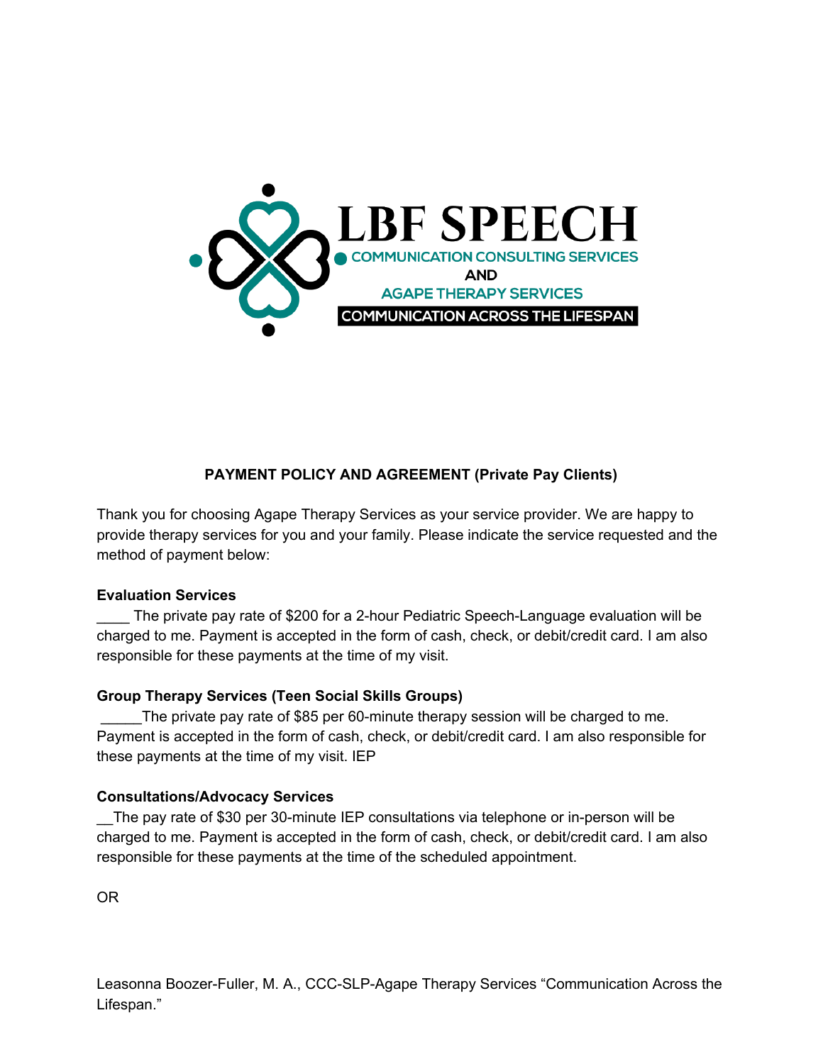LBF SPEECH
COMMUNICATION CONSULTING SERVICES
AND
AGAPE THERAPY SERVICES
COMMUNICATION ACROSS THE LIFESPAN

**PAYMENT POLICY AND AGREEMENT (Private Pay Clients)**

Thank you for choosing Agape Therapy Services as your service provider. We are happy to provide therapy services for you and your family. Please indicate the service requested and the method of payment below:

**Evaluation Services**
____ The private pay rate of $200 for a 2-hour Pediatric Speech-Language evaluation will be charged to me. Payment is accepted in the form of cash, check, or debit/credit card. I am also responsible for these payments at the time of my visit.

**Group Therapy Services (Teen Social Skills Groups)**
_____The private pay rate of $85 per 60-minute therapy session will be charged to me. Payment is accepted in the form of cash, check, or debit/credit card. I am also responsible for these payments at the time of my visit. IEP

**Consultations/Advocacy Services**
__The pay rate of $30 per 30-minute IEP consultations via telephone or in-person will be charged to me. Payment is accepted in the form of cash, check, or debit/credit card. I am also responsible for these payments at the time of the scheduled appointment.

OR

Leasonna Boozer-Fuller, M. A., CCC-SLP-Agape Therapy Services "Communication Across the Lifespan."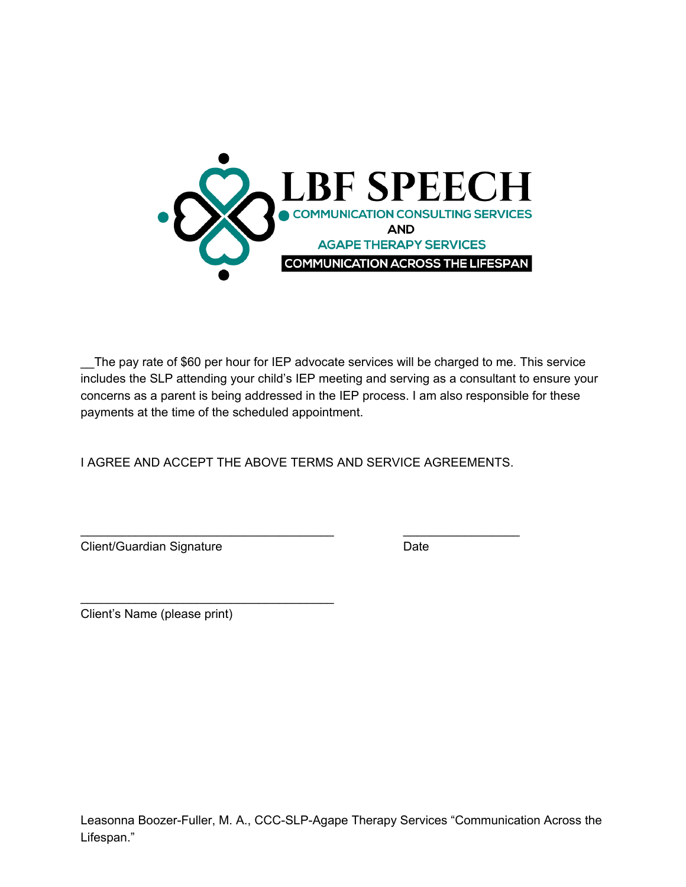LBF SPEECH

COMMUNICATION CONSULTING SERVICES

AND

AGAPE THERAPY SERVICES

COMMUNICATION ACROSS THE LIFESPAN

__The pay rate of $60 per hour for IEP advocate services will be charged to me. This service includes the SLP attending your child's IEP meeting and serving as a consultant to ensure your concerns as a parent is being addressed in the IEP process. I am also responsible for these payments at the time of the scheduled appointment.

I AGREE AND ACCEPT THE ABOVE TERMS AND SERVICE AGREEMENTS.

_____________________________________ _________________

Client/Guardian Signature Date

_____________________________________

Client's Name (please print)

Leasonna Boozer-Fuller, M. A., CCC-SLP-Agape Therapy Services "Communication Across the Lifespan."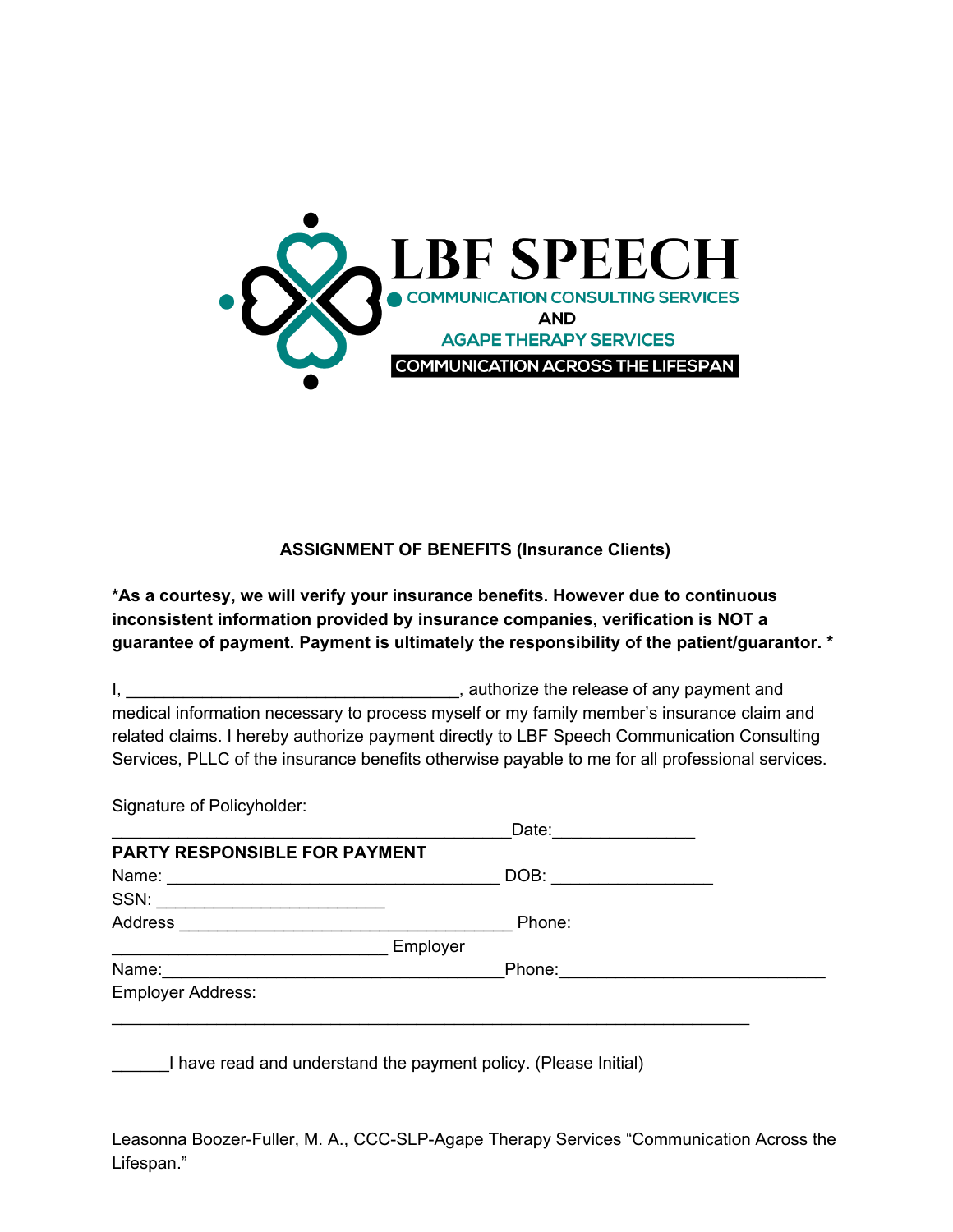LBF SPEECH
COMMUNICATION CONSULTING SERVICES
AND
AGAPE THERAPY SERVICES
COMMUNICATION ACROSS THE LIFESPAN

**ASSIGNMENT OF BENEFITS (Insurance Clients)**

***As a courtesy, we will verify your insurance benefits. However due to continuous inconsistent information provided by insurance companies, verification is NOT a guarantee of payment. Payment is ultimately the responsibility of the patient/guarantor. ***

I, ___________________________________, authorize the release of any payment and medical information necessary to process myself or my family member's insurance claim and related claims. I hereby authorize payment directly to LBF Speech Communication Consulting Services, PLLC of the insurance benefits otherwise payable to me for all professional services.

Signature of Policyholder:

__________________________________________Date:_______________

**PARTY RESPONSIBLE FOR PAYMENT**

Name: ___________________________________ DOB: _________________

SSN: ________________________

Address ___________________________________ Phone:

_____________________________ Employer

Name:____________________________________Phone:____________________________

Employer Address:

___________________________________________________________________

______I have read and understand the payment policy. (Please Initial)

Leasonna Boozer-Fuller, M. A., CCC-SLP-Agape Therapy Services "Communication Across the Lifespan."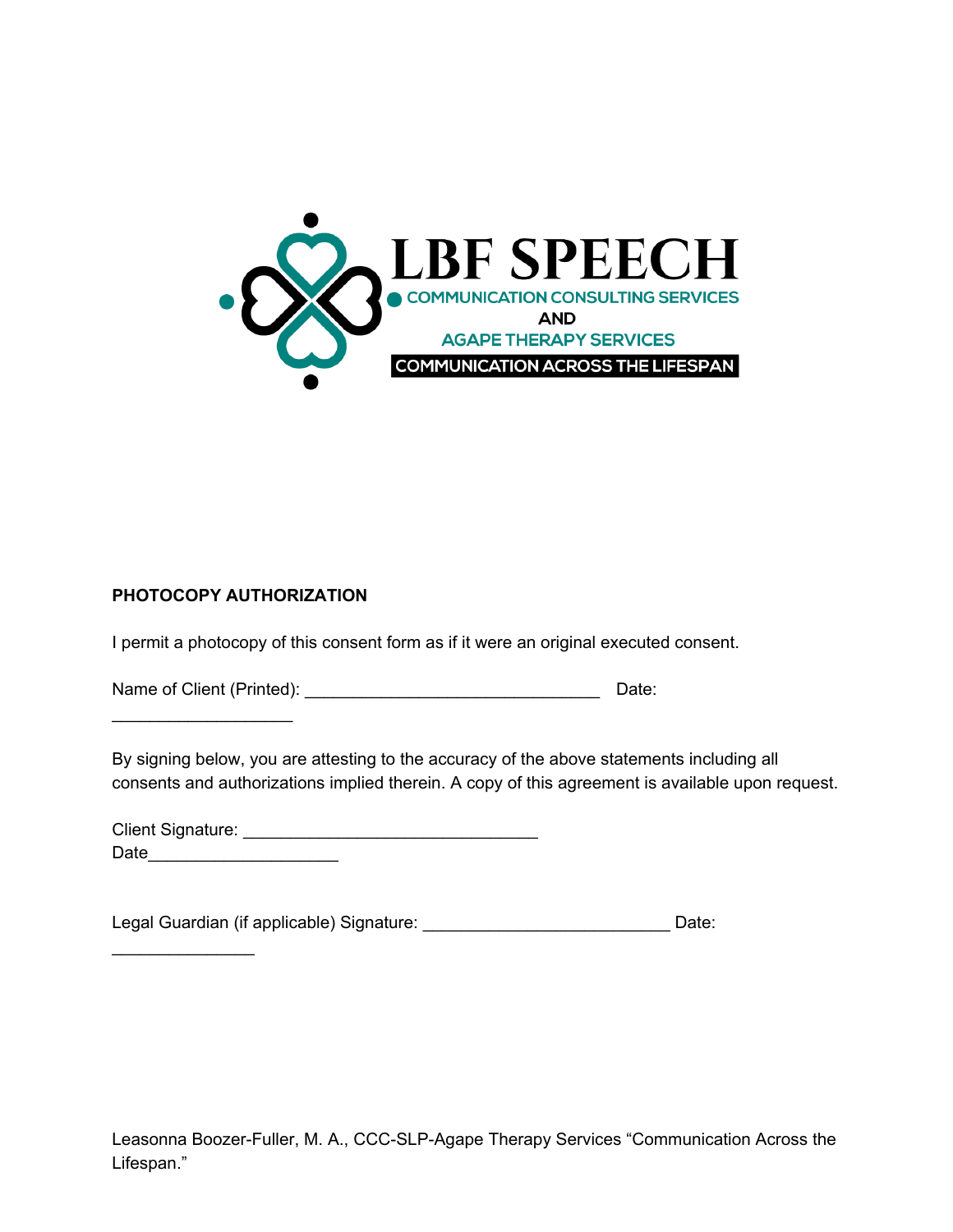LBF SPEECH

COMMUNICATION CONSULTING SERVICES

AND

AGAPE THERAPY SERVICES

COMMUNICATION ACROSS THE LIFESPAN

**PHOTOCOPY AUTHORIZATION**

I permit a photocopy of this consent form as if it were an original executed consent.

Name of Client (Printed): ________________________________ Date: ___________________

By signing below, you are attesting to the accuracy of the above statements including all consents and authorizations implied therein. A copy of this agreement is available upon request.

Client Signature: ________________________________
Date____________________

Legal Guardian (if applicable) Signature: ___________________________ Date: _______________

Leasonna Boozer-Fuller, M. A., CCC-SLP-Agape Therapy Services “Communication Across the Lifespan.”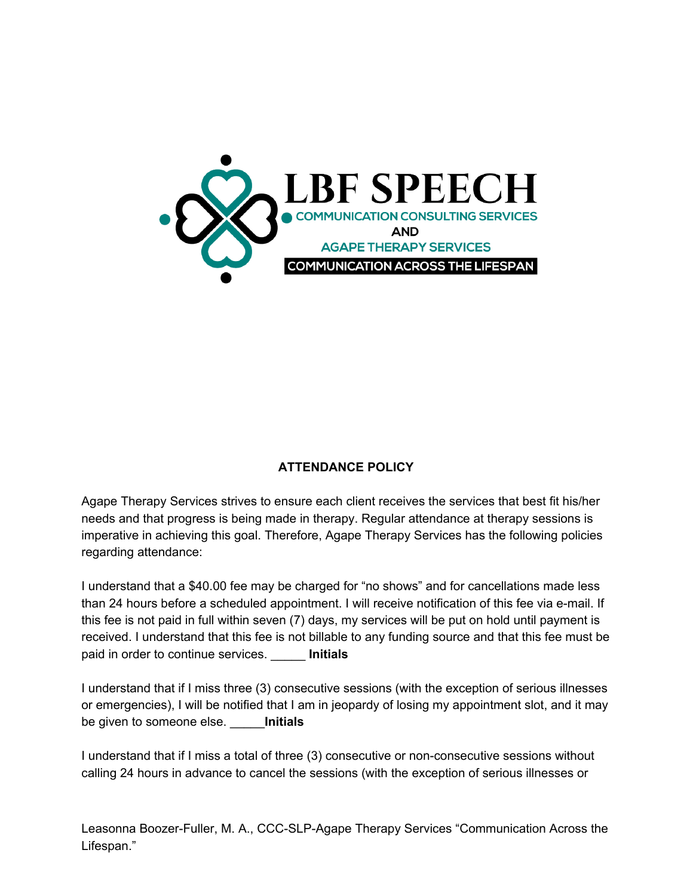LBF SPEECH

COMMUNICATION CONSULTING SERVICES

AND

AGAPE THERAPY SERVICES

COMMUNICATION ACROSS THE LIFESPAN

**ATTENDANCE POLICY**

Agape Therapy Services strives to ensure each client receives the services that best fit his/her needs and that progress is being made in therapy. Regular attendance at therapy sessions is imperative in achieving this goal. Therefore, Agape Therapy Services has the following policies regarding attendance:

I understand that a $40.00 fee may be charged for “no shows” and for cancellations made less than 24 hours before a scheduled appointment. I will receive notification of this fee via e-mail. If this fee is not paid in full within seven (7) days, my services will be put on hold until payment is received. I understand that this fee is not billable to any funding source and that this fee must be paid in order to continue services. _____ **Initials**

I understand that if I miss three (3) consecutive sessions (with the exception of serious illnesses or emergencies), I will be notified that I am in jeopardy of losing my appointment slot, and it may be given to someone else. _____**Initials**

I understand that if I miss a total of three (3) consecutive or non-consecutive sessions without calling 24 hours in advance to cancel the sessions (with the exception of serious illnesses or

Leasonna Boozer-Fuller, M. A., CCC-SLP-Agape Therapy Services “Communication Across the Lifespan.”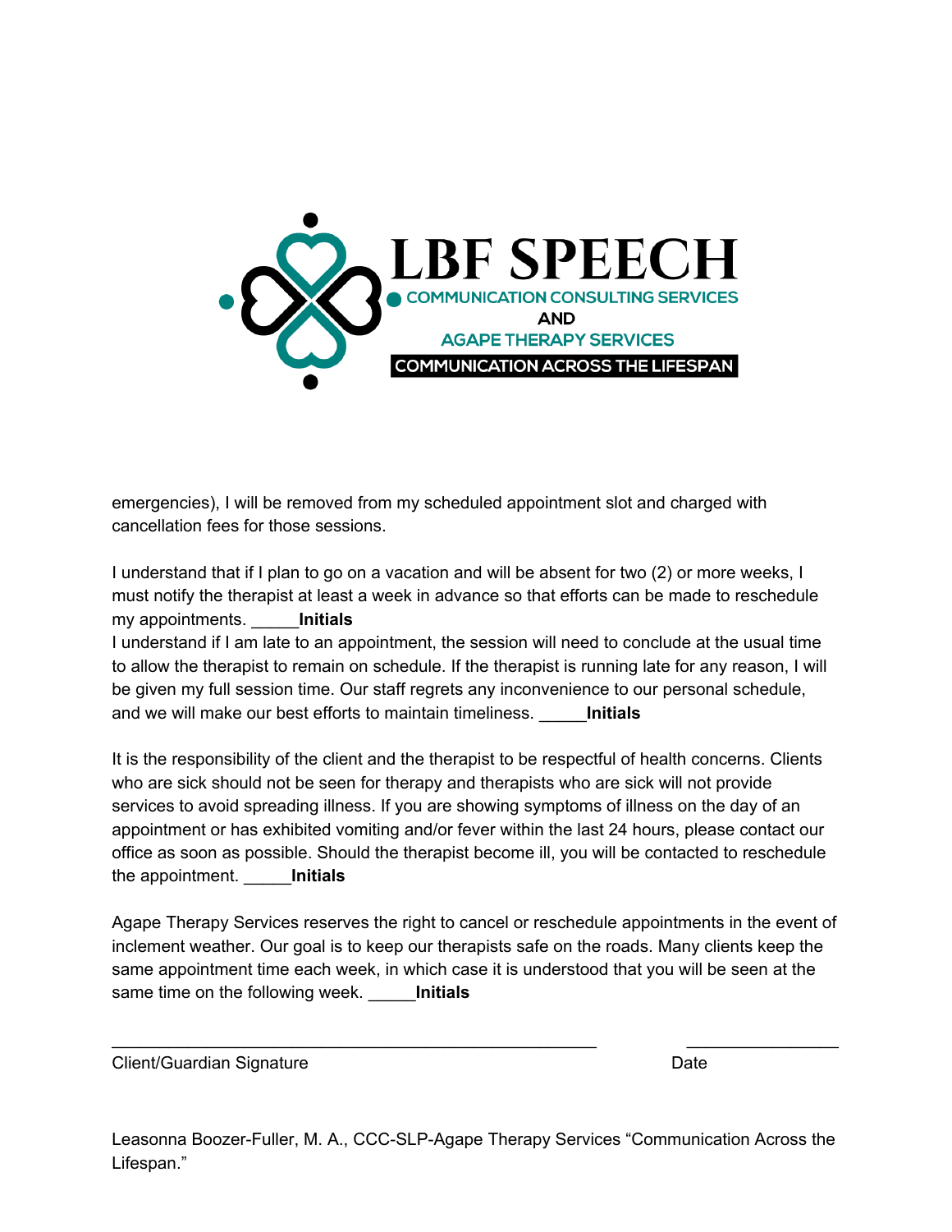emergencies), I will be removed from my scheduled appointment slot and charged with cancellation fees for those sessions.

I understand that if I plan to go on a vacation and will be absent for two (2) or more weeks, I must notify the therapist at least a week in advance so that efforts can be made to reschedule my appointments. _____**Initials**

I understand if I am late to an appointment, the session will need to conclude at the usual time to allow the therapist to remain on schedule. If the therapist is running late for any reason, I will be given my full session time. Our staff regrets any inconvenience to our personal schedule, and we will make our best efforts to maintain timeliness. _____**Initials**

It is the responsibility of the client and the therapist to be respectful of health concerns. Clients who are sick should not be seen for therapy and therapists who are sick will not provide services to avoid spreading illness. If you are showing symptoms of illness on the day of an appointment or has exhibited vomiting and/or fever within the last 24 hours, please contact our office as soon as possible. Should the therapist become ill, you will be contacted to reschedule the appointment. _____**Initials**

Agape Therapy Services reserves the right to cancel or reschedule appointments in the event of inclement weather. Our goal is to keep our therapists safe on the roads. Many clients keep the same appointment time each week, in which case it is understood that you will be seen at the same time on the following week. _____**Initials**

_____________________________________________________ ________________

Client/Guardian Signature Date

Leasonna Boozer-Fuller, M. A., CCC-SLP-Agape Therapy Services "Communication Across the Lifespan."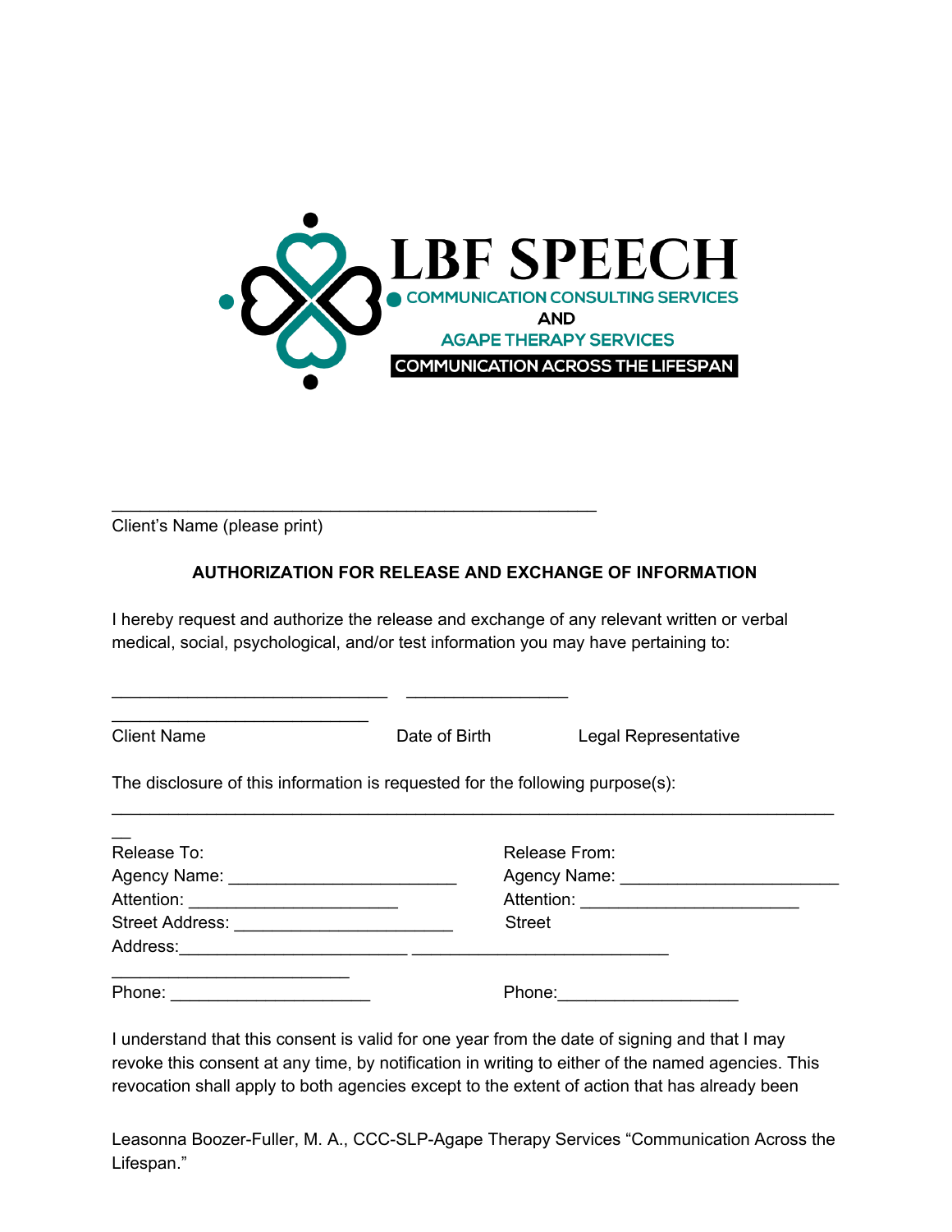LBF SPEECH
COMMUNICATION CONSULTING SERVICES
AND
AGAPE THERAPY SERVICES
COMMUNICATION ACROSS THE LIFESPAN

_______________________________________________
Client's Name (please print)

**AUTHORIZATION FOR RELEASE AND EXCHANGE OF INFORMATION**

I hereby request and authorize the release and exchange of any relevant written or verbal medical, social, psychological, and/or test information you may have pertaining to:

___________________________ _______________ ___________________________
Client Name Date of Birth Legal Representative

The disclosure of this information is requested for the following purpose(s):
_______________________________________________________________________
__

| Release To: | Release From: |
|---|---|
| Agency Name: ______________________ | Agency Name: _____________________ |
| Attention: ___________________ | Attention: _____________________ |
| Street Address: _____________________ | Street |
| Address:______________________ | _________________________ |
| _______________________ | |
| Phone: ____________________ | Phone:_________________ |

I understand that this consent is valid for one year from the date of signing and that I may revoke this consent at any time, by notification in writing to either of the named agencies. This revocation shall apply to both agencies except to the extent of action that has already been

Leasonna Boozer-Fuller, M. A., CCC-SLP-Agape Therapy Services "Communication Across the Lifespan."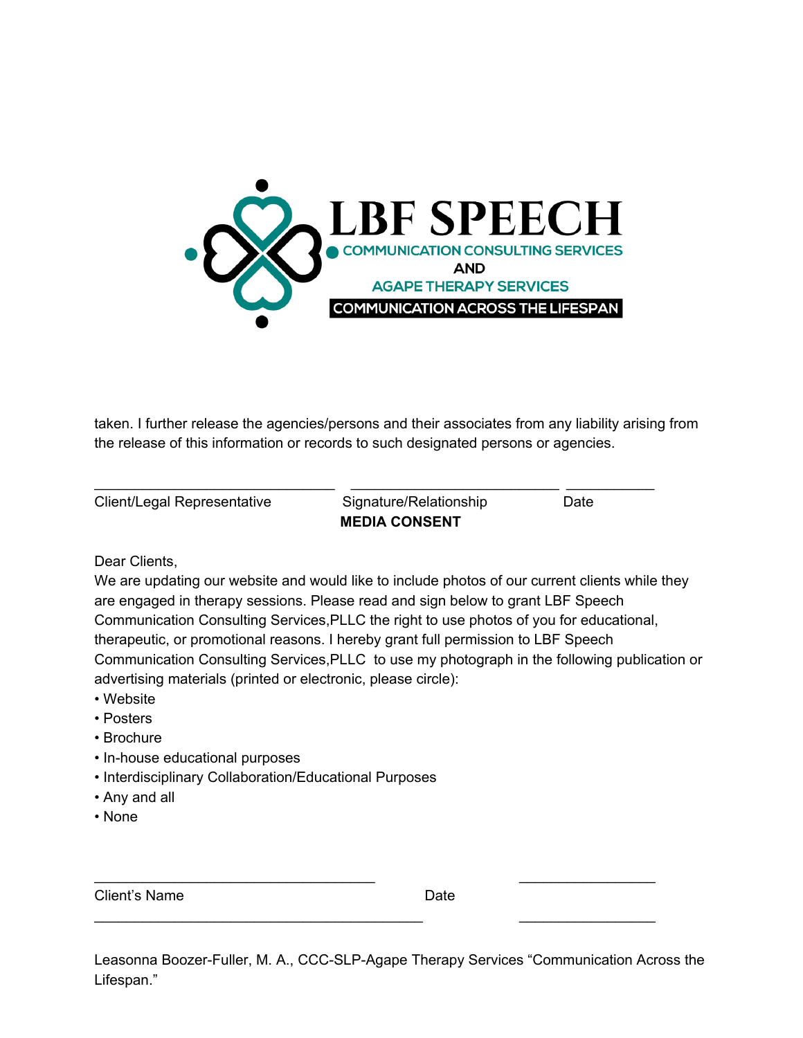LBF SPEECH
COMMUNICATION CONSULTING SERVICES
AND
AGAPE THERAPY SERVICES
COMMUNICATION ACROSS THE LIFESPAN

taken. I further release the agencies/persons and their associates from any liability arising from the release of this information or records to such designated persons or agencies.

_______________________________ ___________________________ ___________

Client/Legal Representative Signature/Relationship Date

**MEDIA CONSENT**

Dear Clients,
We are updating our website and would like to include photos of our current clients while they are engaged in therapy sessions. Please read and sign below to grant LBF Speech Communication Consulting Services,PLLC the right to use photos of you for educational, therapeutic, or promotional reasons. I hereby grant full permission to LBF Speech Communication Consulting Services,PLLC to use my photograph in the following publication or advertising materials (printed or electronic, please circle):

- Website
- Posters
- Brochure
- In-house educational purposes
- Interdisciplinary Collaboration/Educational Purposes
- Any and all
- None

____________________________________ __________________

Client's Name Date

___________________________________________ __________________

Leasonna Boozer-Fuller, M. A., CCC-SLP-Agape Therapy Services "Communication Across the Lifespan."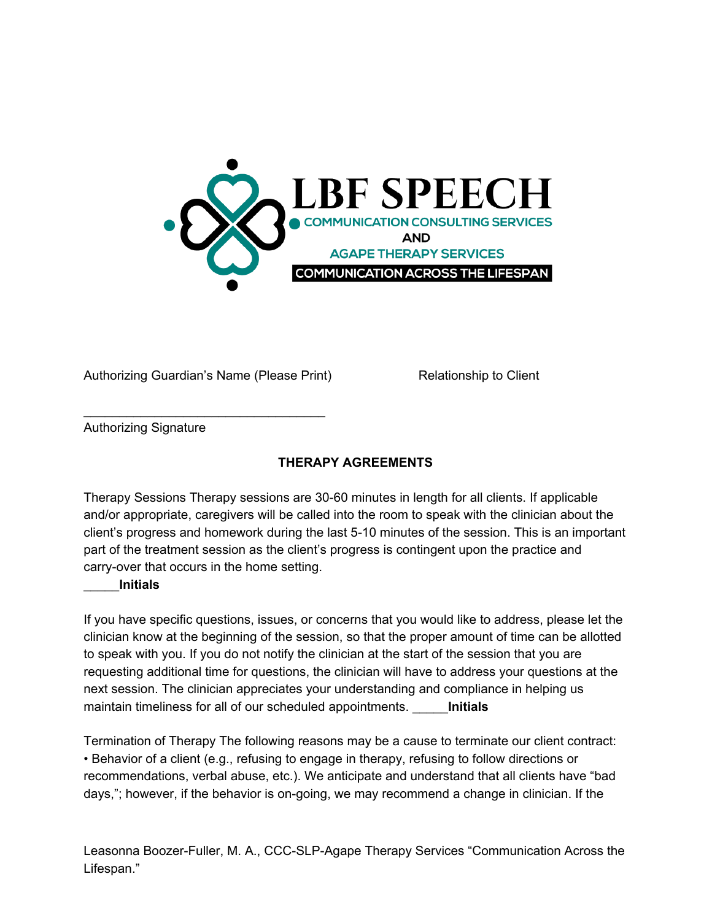LBF SPEECH
COMMUNICATION CONSULTING SERVICES
AND
AGAPE THERAPY SERVICES
COMMUNICATION ACROSS THE LIFESPAN

Authorizing Guardian's Name (Please Print) Relationship to Client

___________________________________
Authorizing Signature

**THERAPY AGREEMENTS**

Therapy Sessions Therapy sessions are 30-60 minutes in length for all clients. If applicable and/or appropriate, caregivers will be called into the room to speak with the clinician about the client's progress and homework during the last 5-10 minutes of the session. This is an important part of the treatment session as the client's progress is contingent upon the practice and carry-over that occurs in the home setting.
_____**Initials**

If you have specific questions, issues, or concerns that you would like to address, please let the clinician know at the beginning of the session, so that the proper amount of time can be allotted to speak with you. If you do not notify the clinician at the start of the session that you are requesting additional time for questions, the clinician will have to address your questions at the next session. The clinician appreciates your understanding and compliance in helping us maintain timeliness for all of our scheduled appointments. _____**Initials**

Termination of Therapy The following reasons may be a cause to terminate our client contract:
• Behavior of a client (e.g., refusing to engage in therapy, refusing to follow directions or recommendations, verbal abuse, etc.). We anticipate and understand that all clients have "bad days,"; however, if the behavior is on-going, we may recommend a change in clinician. If the

Leasonna Boozer-Fuller, M. A., CCC-SLP-Agape Therapy Services "Communication Across the Lifespan."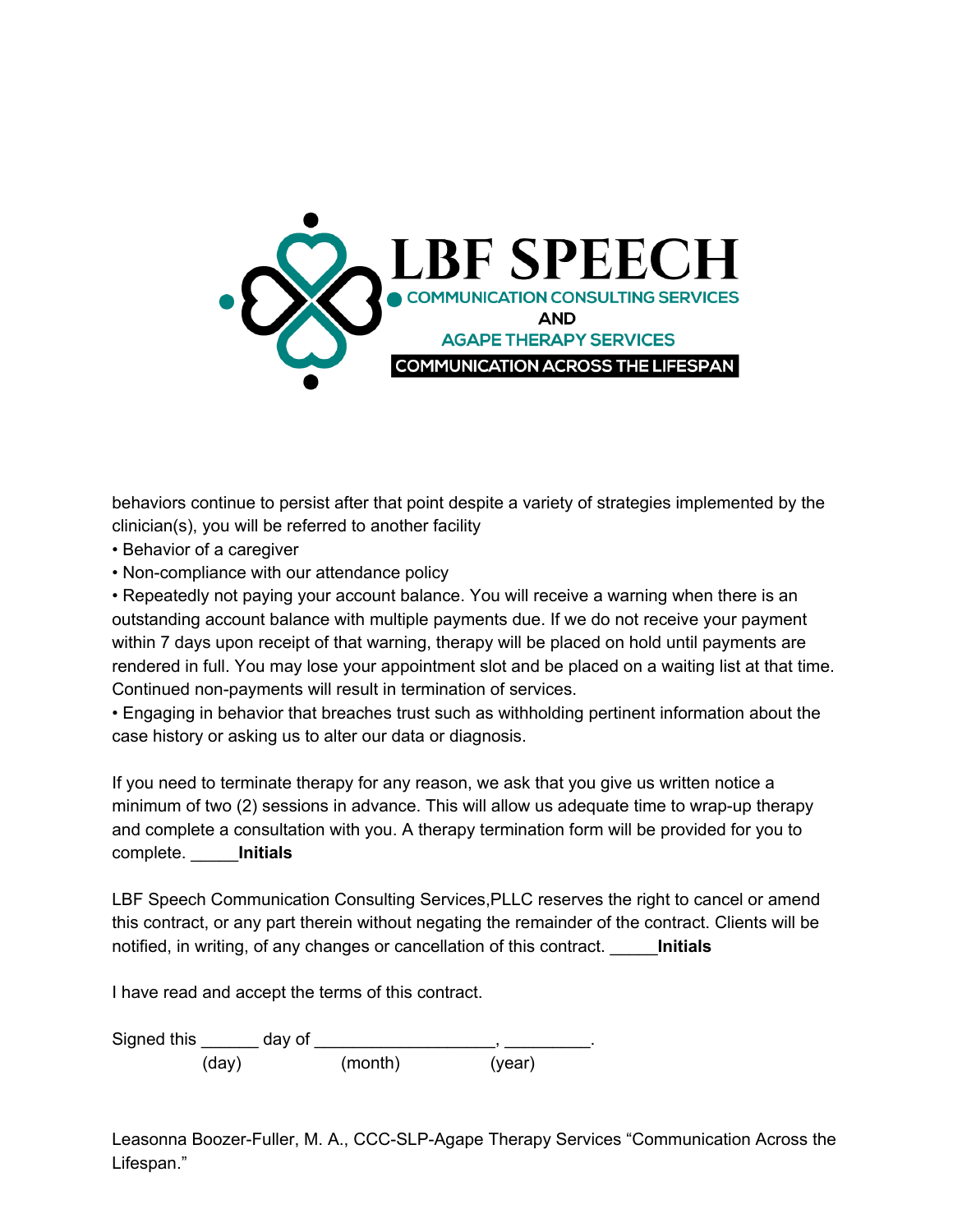behaviors continue to persist after that point despite a variety of strategies implemented by the clinician(s), you will be referred to another facility

- Behavior of a caregiver
- Non-compliance with our attendance policy
- Repeatedly not paying your account balance. You will receive a warning when there is an outstanding account balance with multiple payments due. If we do not receive your payment within 7 days upon receipt of that warning, therapy will be placed on hold until payments are rendered in full. You may lose your appointment slot and be placed on a waiting list at that time. Continued non-payments will result in termination of services.
- Engaging in behavior that breaches trust such as withholding pertinent information about the case history or asking us to alter our data or diagnosis.

If you need to terminate therapy for any reason, we ask that you give us written notice a minimum of two (2) sessions in advance. This will allow us adequate time to wrap-up therapy and complete a consultation with you. A therapy termination form will be provided for you to complete. _____**Initials**

LBF Speech Communication Consulting Services,PLLC reserves the right to cancel or amend this contract, or any part therein without negating the remainder of the contract. Clients will be notified, in writing, of any changes or cancellation of this contract. _____**Initials**

I have read and accept the terms of this contract.

Signed this ______ day of ___________________, _________.
(day) (month) (year)

Leasonna Boozer-Fuller, M. A., CCC-SLP-Agape Therapy Services "Communication Across the Lifespan."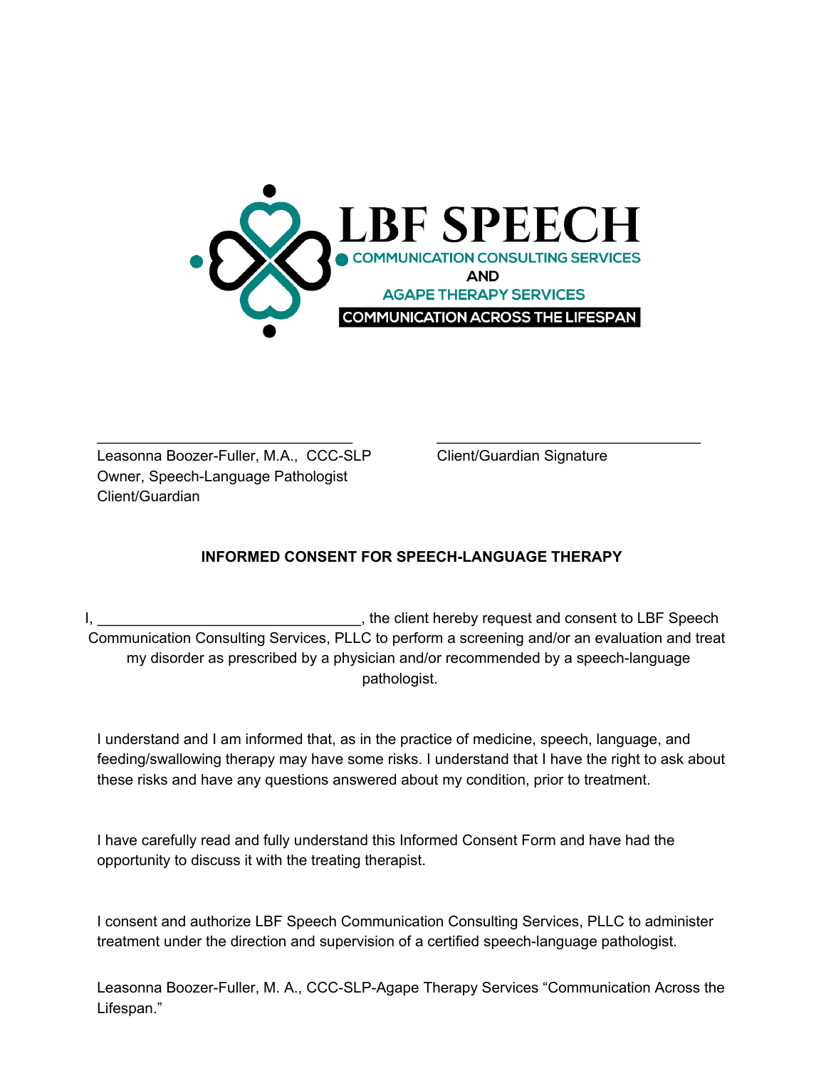LBF SPEECH

COMMUNICATION CONSULTING SERVICES

AND

AGAPE THERAPY SERVICES

COMMUNICATION ACROSS THE LIFESPAN

_______________________________ _______________________________

Leasonna Boozer-Fuller, M.A., CCC-SLP Client/Guardian Signature
Owner, Speech-Language Pathologist
Client/Guardian

**INFORMED CONSENT FOR SPEECH-LANGUAGE THERAPY**

I, _______________________________, the client hereby request and consent to LBF Speech Communication Consulting Services, PLLC to perform a screening and/or an evaluation and treat my disorder as prescribed by a physician and/or recommended by a speech-language pathologist.

I understand and I am informed that, as in the practice of medicine, speech, language, and feeding/swallowing therapy may have some risks. I understand that I have the right to ask about these risks and have any questions answered about my condition, prior to treatment.

I have carefully read and fully understand this Informed Consent Form and have had the opportunity to discuss it with the treating therapist.

I consent and authorize LBF Speech Communication Consulting Services, PLLC to administer treatment under the direction and supervision of a certified speech-language pathologist.

Leasonna Boozer-Fuller, M. A., CCC-SLP-Agape Therapy Services "Communication Across the Lifespan."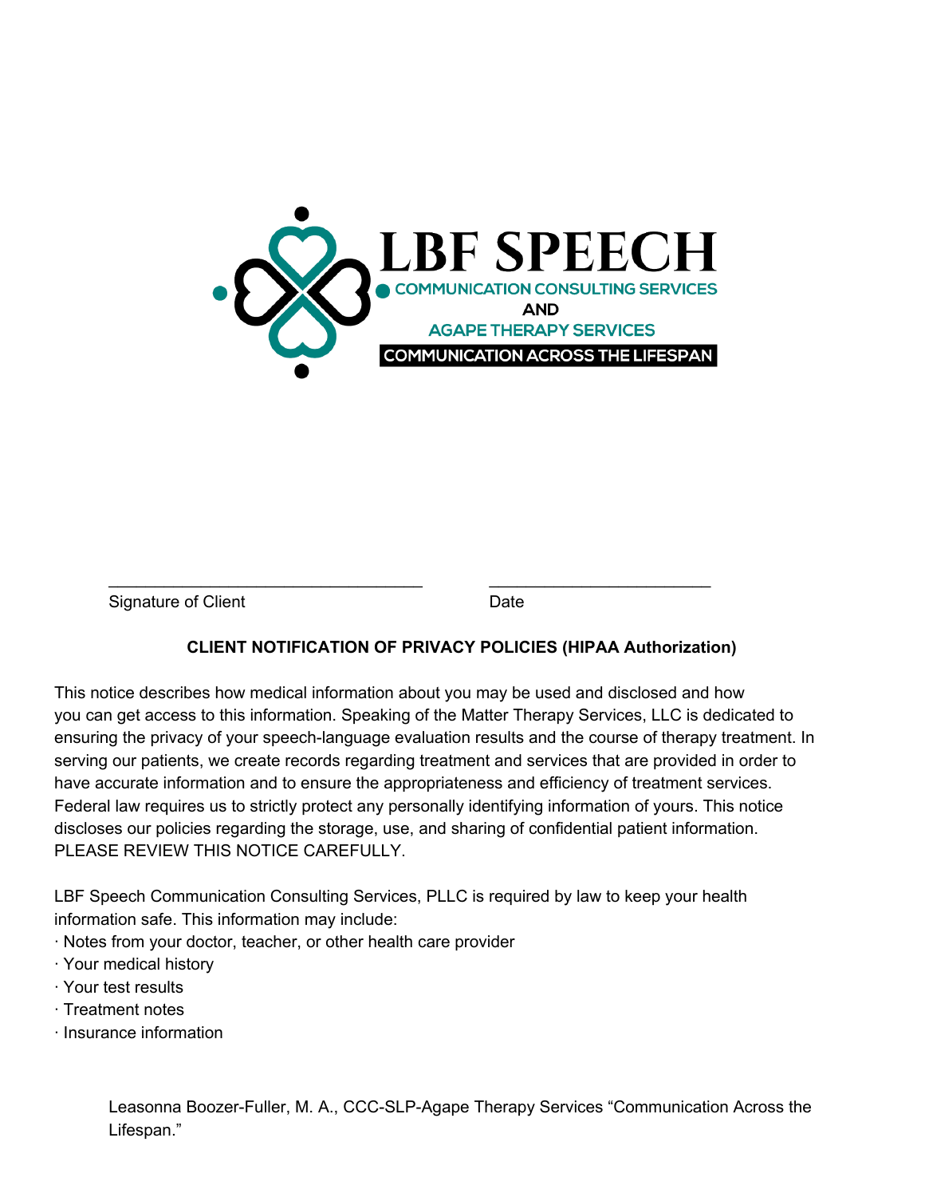LBF SPEECH

COMMUNICATION CONSULTING SERVICES

AND

AGAPE THERAPY SERVICES

COMMUNICATION ACROSS THE LIFESPAN

\_\_\_\_\_\_\_\_\_\_\_\_\_\_\_\_\_\_\_\_\_\_\_\_\_\_\_\_\_\_\_\_\_\_ \_\_\_\_\_\_\_\_\_\_\_\_\_\_\_\_\_\_\_\_\_\_\_\_

Signature of Client Date

**CLIENT NOTIFICATION OF PRIVACY POLICIES (HIPAA Authorization)**

This notice describes how medical information about you may be used and disclosed and how you can get access to this information. Speaking of the Matter Therapy Services, LLC is dedicated to ensuring the privacy of your speech-language evaluation results and the course of therapy treatment. In serving our patients, we create records regarding treatment and services that are provided in order to have accurate information and to ensure the appropriateness and efficiency of treatment services. Federal law requires us to strictly protect any personally identifying information of yours. This notice discloses our policies regarding the storage, use, and sharing of confidential patient information. PLEASE REVIEW THIS NOTICE CAREFULLY.

LBF Speech Communication Consulting Services, PLLC is required by law to keep your health information safe. This information may include:

- Notes from your doctor, teacher, or other health care provider
- Your medical history
- Your test results
- Treatment notes
- Insurance information

Leasonna Boozer-Fuller, M. A., CCC-SLP-Agape Therapy Services "Communication Across the Lifespan."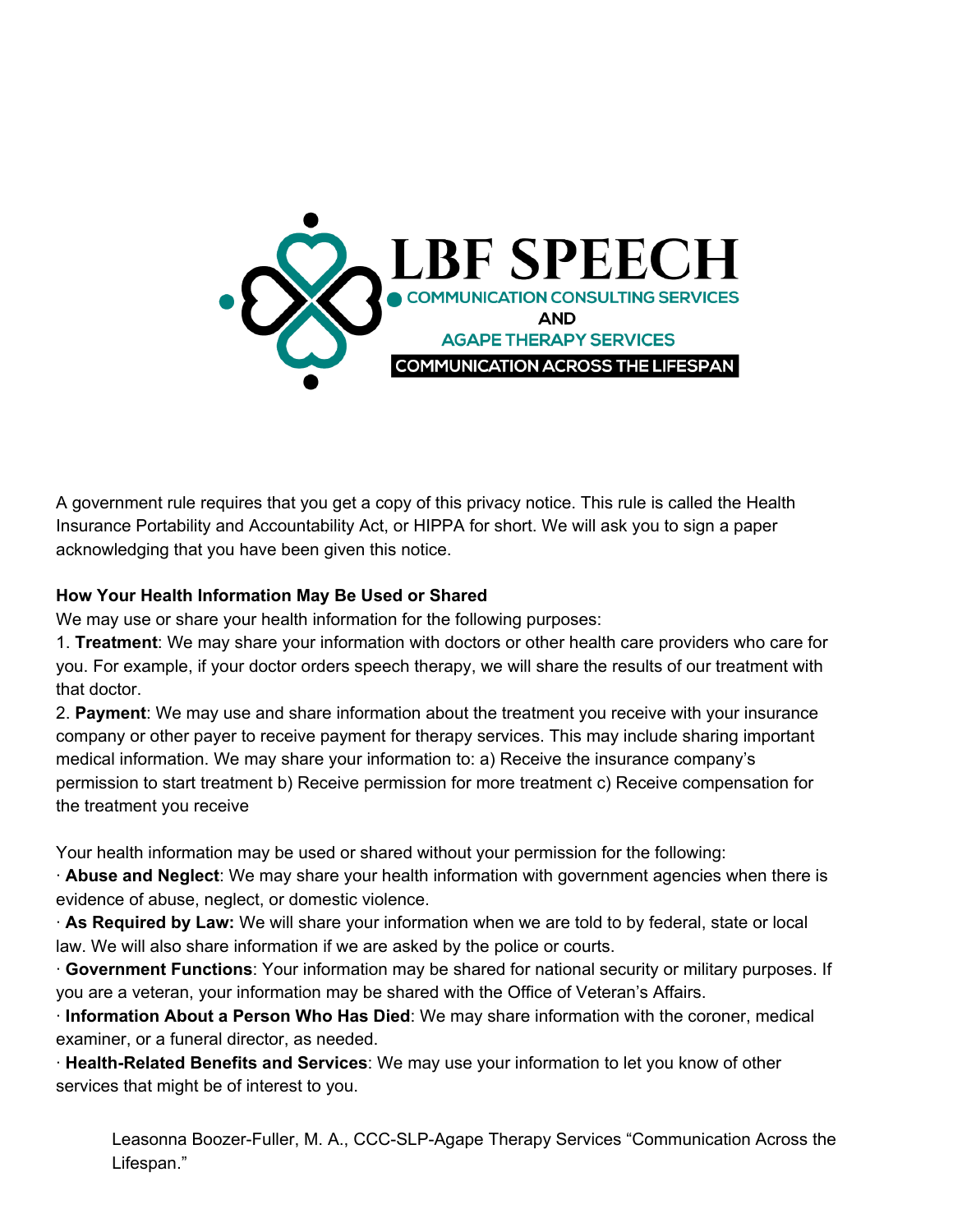**LBF SPEECH**
COMMUNICATION CONSULTING SERVICES
AND
AGAPE THERAPY SERVICES
COMMUNICATION ACROSS THE LIFESPAN

A government rule requires that you get a copy of this privacy notice. This rule is called the Health Insurance Portability and Accountability Act, or HIPPA for short. We will ask you to sign a paper acknowledging that you have been given this notice.

**How Your Health Information May Be Used or Shared**

We may use or share your health information for the following purposes:

1. **Treatment**: We may share your information with doctors or other health care providers who care for you. For example, if your doctor orders speech therapy, we will share the results of our treatment with that doctor.
2. **Payment**: We may use and share information about the treatment you receive with your insurance company or other payer to receive payment for therapy services. This may include sharing important medical information. We may share your information to: a) Receive the insurance company's permission to start treatment b) Receive permission for more treatment c) Receive compensation for the treatment you receive

Your health information may be used or shared without your permission for the following:

· **Abuse and Neglect**: We may share your health information with government agencies when there is evidence of abuse, neglect, or domestic violence.

· **As Required by Law:** We will share your information when we are told to by federal, state or local law. We will also share information if we are asked by the police or courts.

· **Government Functions**: Your information may be shared for national security or military purposes. If you are a veteran, your information may be shared with the Office of Veteran's Affairs.

· **Information About a Person Who Has Died**: We may share information with the coroner, medical examiner, or a funeral director, as needed.

· **Health-Related Benefits and Services**: We may use your information to let you know of other services that might be of interest to you.

Leasonna Boozer-Fuller, M. A., CCC-SLP-Agape Therapy Services "Communication Across the Lifespan."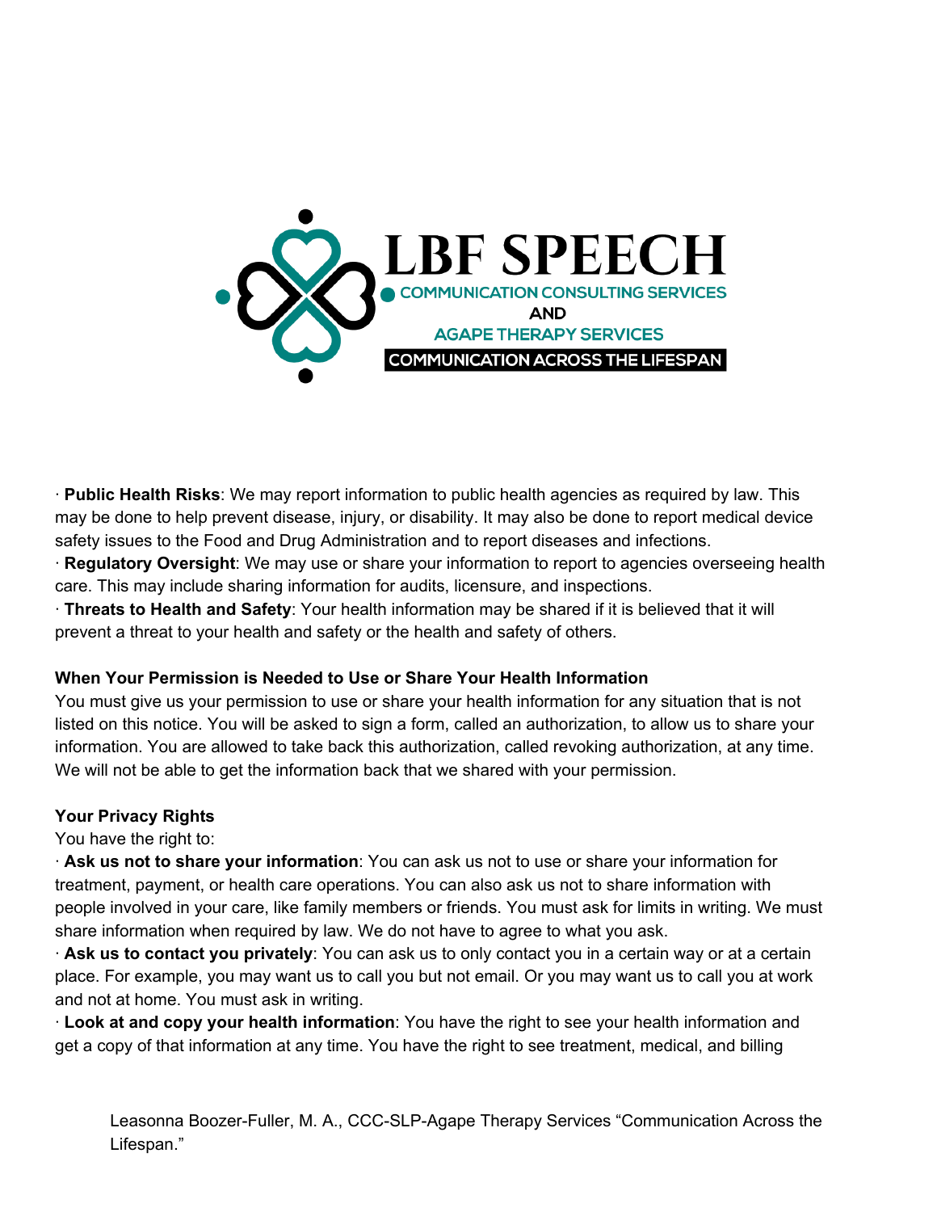· **Public Health Risks**: We may report information to public health agencies as required by law. This may be done to help prevent disease, injury, or disability. It may also be done to report medical device safety issues to the Food and Drug Administration and to report diseases and infections.
· **Regulatory Oversight**: We may use or share your information to report to agencies overseeing health care. This may include sharing information for audits, licensure, and inspections.
· **Threats to Health and Safety**: Your health information may be shared if it is believed that it will prevent a threat to your health and safety or the health and safety of others.

**When Your Permission is Needed to Use or Share Your Health Information**
You must give us your permission to use or share your health information for any situation that is not listed on this notice. You will be asked to sign a form, called an authorization, to allow us to share your information. You are allowed to take back this authorization, called revoking authorization, at any time. We will not be able to get the information back that we shared with your permission.

**Your Privacy Rights**
You have the right to:
· **Ask us not to share your information**: You can ask us not to use or share your information for treatment, payment, or health care operations. You can also ask us not to share information with people involved in your care, like family members or friends. You must ask for limits in writing. We must share information when required by law. We do not have to agree to what you ask.
· **Ask us to contact you privately**: You can ask us to only contact you in a certain way or at a certain place. For example, you may want us to call you but not email. Or you may want us to call you at work and not at home. You must ask in writing.
· **Look at and copy your health information**: You have the right to see your health information and get a copy of that information at any time. You have the right to see treatment, medical, and billing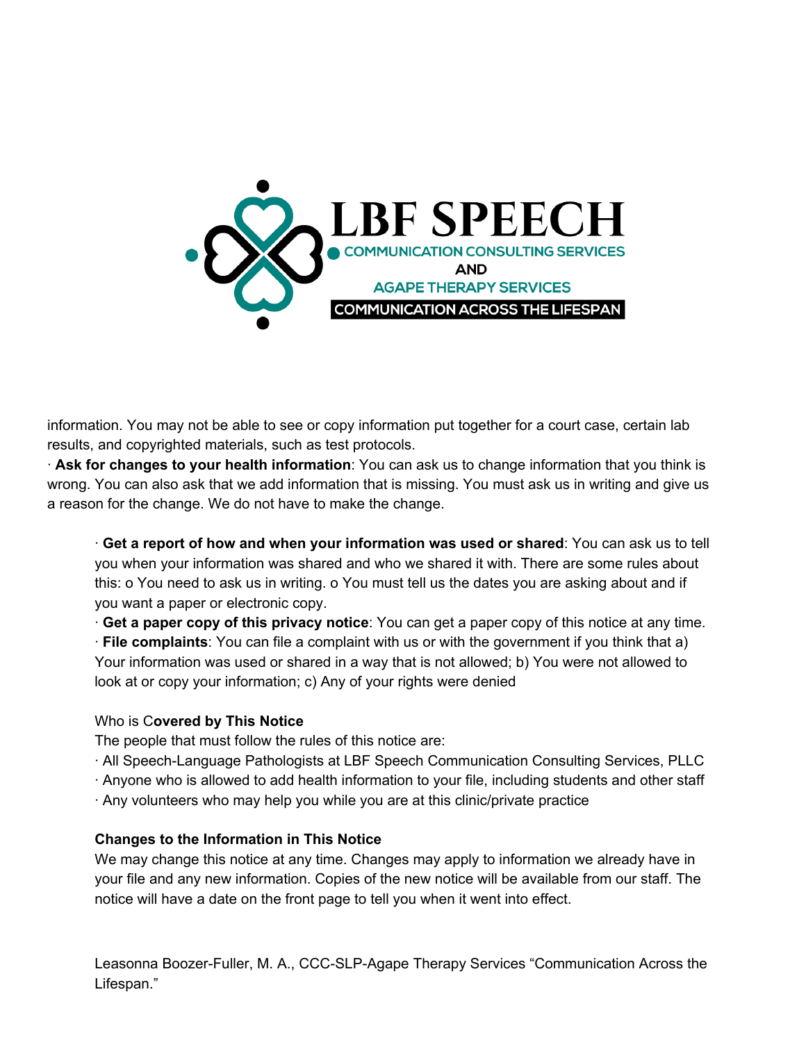information. You may not be able to see or copy information put together for a court case, certain lab results, and copyrighted materials, such as test protocols.

· **Ask for changes to your health information**: You can ask us to change information that you think is wrong. You can also ask that we add information that is missing. You must ask us in writing and give us a reason for the change. We do not have to make the change.

· **Get a report of how and when your information was used or shared**: You can ask us to tell you when your information was shared and who we shared it with. There are some rules about this: o You need to ask us in writing. o You must tell us the dates you are asking about and if you want a paper or electronic copy.

· **Get a paper copy of this privacy notice**: You can get a paper copy of this notice at any time.

· **File complaints**: You can file a complaint with us or with the government if you think that a) Your information was used or shared in a way that is not allowed; b) You were not allowed to look at or copy your information; c) Any of your rights were denied

Who is C**overed by This Notice**

The people that must follow the rules of this notice are:

· All Speech-Language Pathologists at LBF Speech Communication Consulting Services, PLLC

· Anyone who is allowed to add health information to your file, including students and other staff

· Any volunteers who may help you while you are at this clinic/private practice

**Changes to the Information in This Notice**

We may change this notice at any time. Changes may apply to information we already have in your file and any new information. Copies of the new notice will be available from our staff. The notice will have a date on the front page to tell you when it went into effect.

Leasonna Boozer-Fuller, M. A., CCC-SLP-Agape Therapy Services "Communication Across the Lifespan."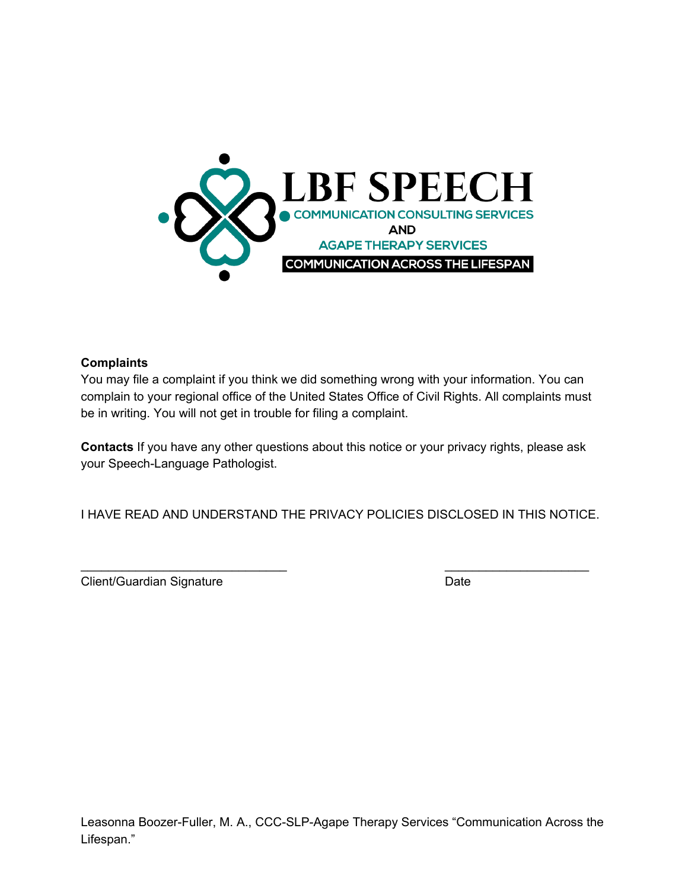LBF SPEECH

COMMUNICATION CONSULTING SERVICES

AND

AGAPE THERAPY SERVICES

COMMUNICATION ACROSS THE LIFESPAN

**Complaints**

You may file a complaint if you think we did something wrong with your information. You can complain to your regional office of the United States Office of Civil Rights. All complaints must be in writing. You will not get in trouble for filing a complaint.

**Contacts** If you have any other questions about this notice or your privacy rights, please ask your Speech-Language Pathologist.

I HAVE READ AND UNDERSTAND THE PRIVACY POLICIES DISCLOSED IN THIS NOTICE.

_______________________________ _____________________

Client/Guardian Signature Date

Leasonna Boozer-Fuller, M. A., CCC-SLP-Agape Therapy Services "Communication Across the Lifespan."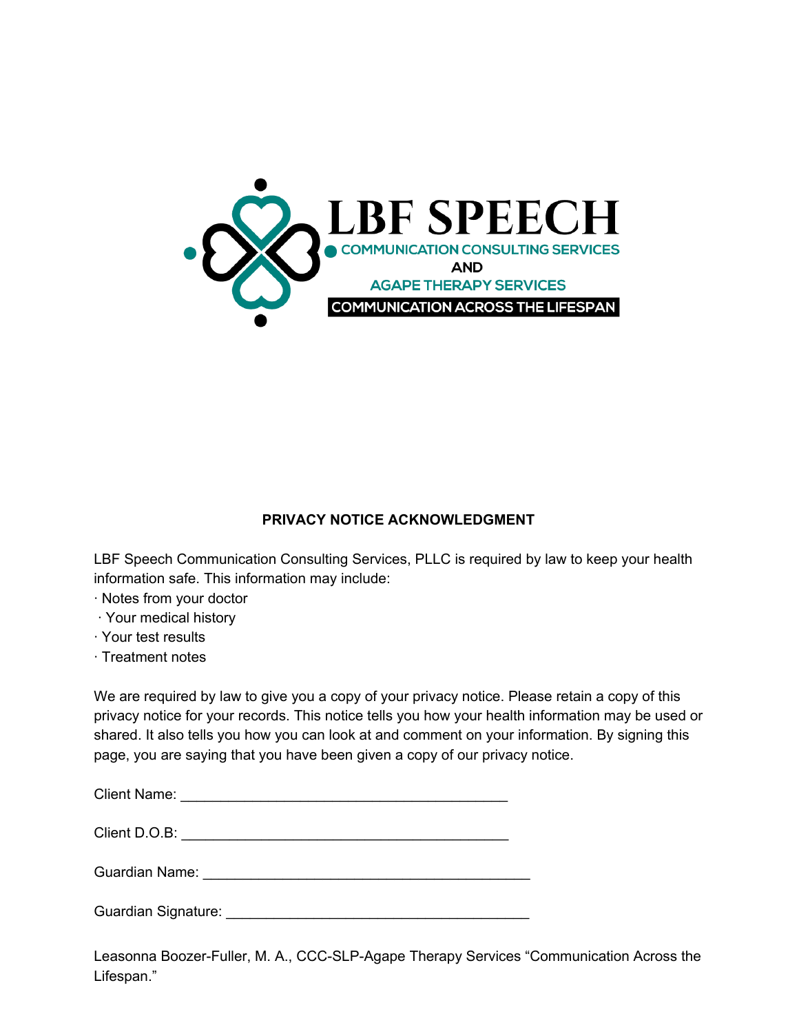LBF SPEECH
COMMUNICATION CONSULTING SERVICES
AND
AGAPE THERAPY SERVICES
COMMUNICATION ACROSS THE LIFESPAN

**PRIVACY NOTICE ACKNOWLEDGMENT**

LBF Speech Communication Consulting Services, PLLC is required by law to keep your health information safe. This information may include:

- Notes from your doctor
- Your medical history
- Your test results
- Treatment notes

We are required by law to give you a copy of your privacy notice. Please retain a copy of this privacy notice for your records. This notice tells you how your health information may be used or shared. It also tells you how you can look at and comment on your information. By signing this page, you are saying that you have been given a copy of our privacy notice.

Client Name: ___________________________________________

Client D.O.B: ___________________________________________

Guardian Name: ___________________________________________

Guardian Signature: ________________________________________

Leasonna Boozer-Fuller, M. A., CCC-SLP-Agape Therapy Services "Communication Across the Lifespan."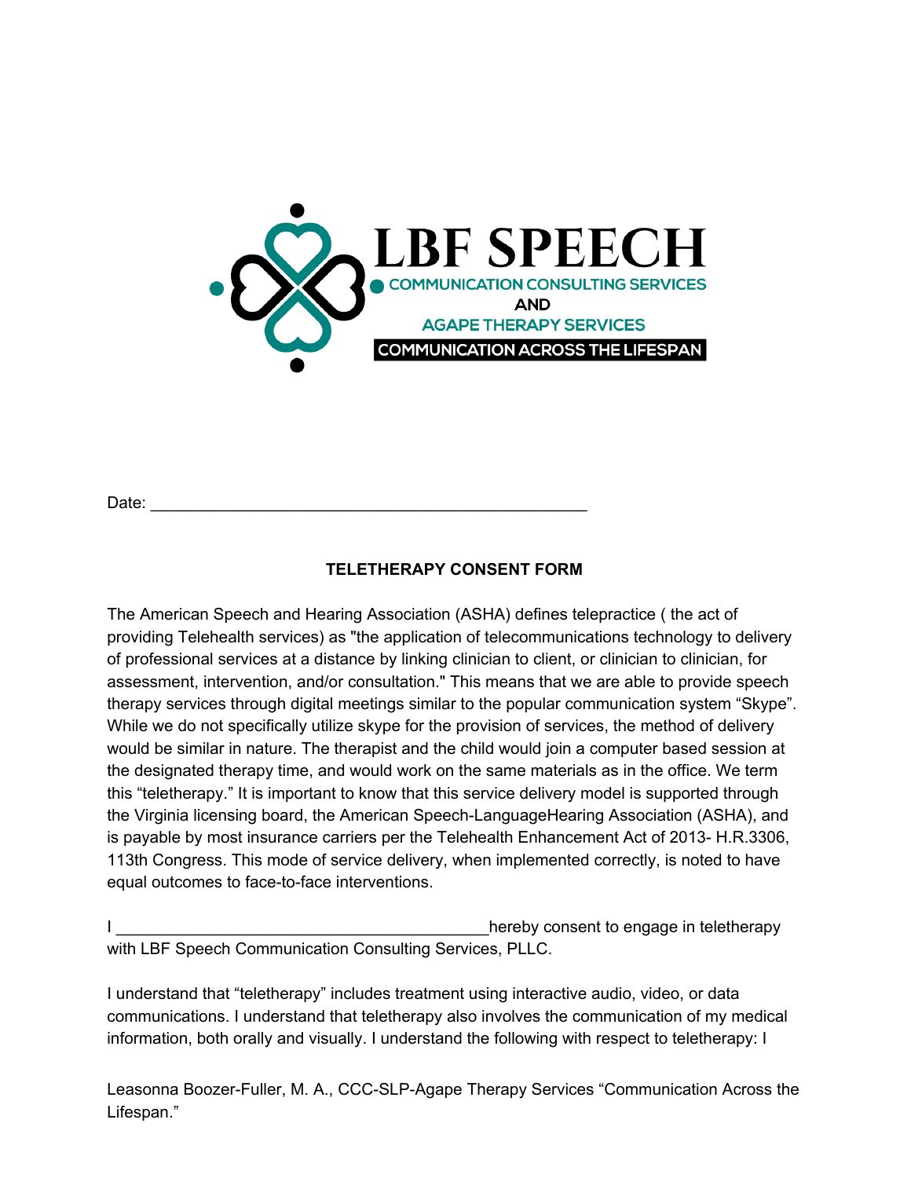LBF SPEECH

COMMUNICATION CONSULTING SERVICES

AND

AGAPE THERAPY SERVICES

COMMUNICATION ACROSS THE LIFESPAN

Date: ______________________________________________

**TELETHERAPY CONSENT FORM**

The American Speech and Hearing Association (ASHA) defines telepractice ( the act of providing Telehealth services) as "the application of telecommunications technology to delivery of professional services at a distance by linking clinician to client, or clinician to clinician, for assessment, intervention, and/or consultation." This means that we are able to provide speech therapy services through digital meetings similar to the popular communication system “Skype”. While we do not specifically utilize skype for the provision of services, the method of delivery would be similar in nature. The therapist and the child would join a computer based session at the designated therapy time, and would work on the same materials as in the office. We term this “teletherapy.” It is important to know that this service delivery model is supported through the Virginia licensing board, the American Speech-LanguageHearing Association (ASHA), and is payable by most insurance carriers per the Telehealth Enhancement Act of 2013- H.R.3306, 113th Congress. This mode of service delivery, when implemented correctly, is noted to have equal outcomes to face-to-face interventions.

I ___________________________________________hereby consent to engage in teletherapy with LBF Speech Communication Consulting Services, PLLC.

I understand that “teletherapy” includes treatment using interactive audio, video, or data communications. I understand that teletherapy also involves the communication of my medical information, both orally and visually. I understand the following with respect to teletherapy: I

Leasonna Boozer-Fuller, M. A., CCC-SLP-Agape Therapy Services “Communication Across the Lifespan.”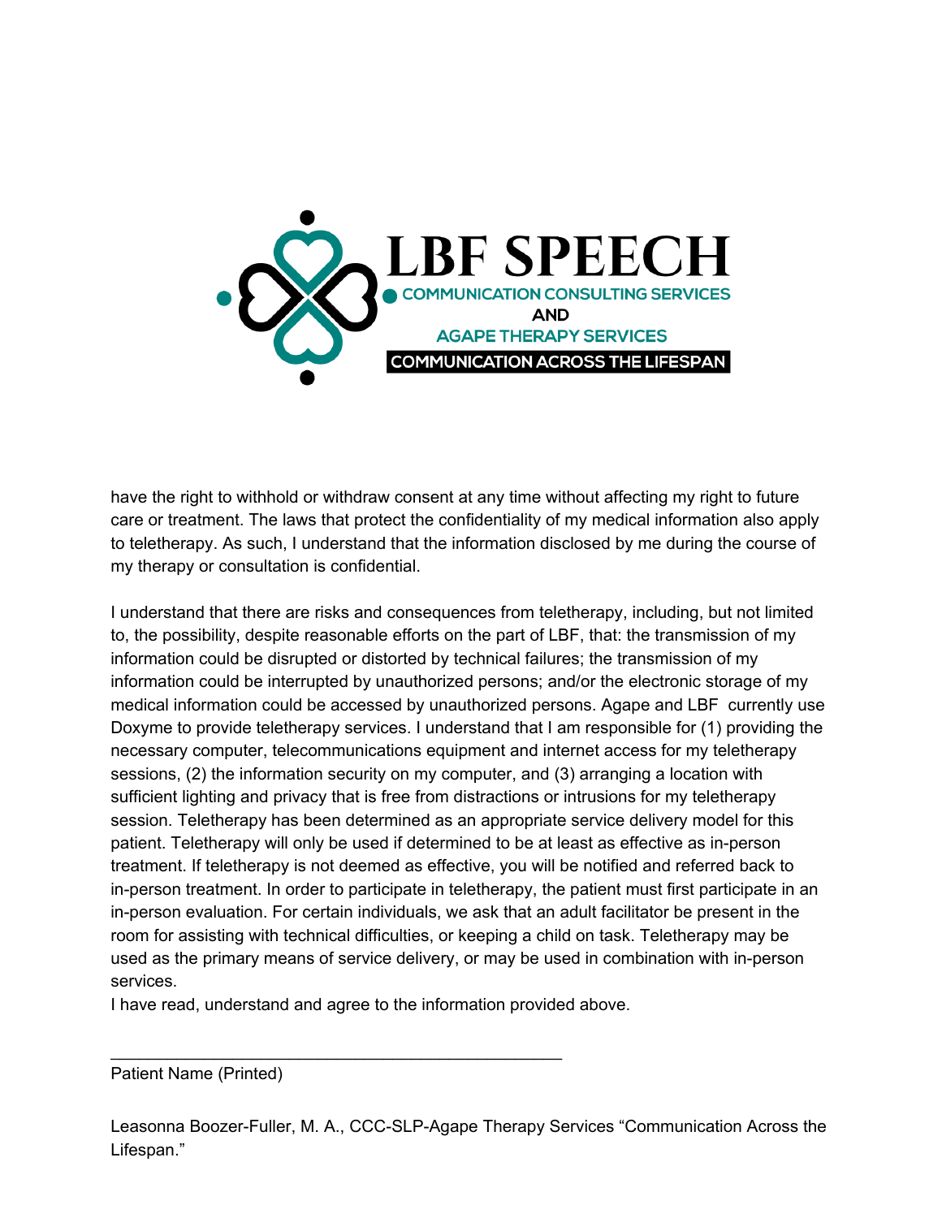have the right to withhold or withdraw consent at any time without affecting my right to future care or treatment. The laws that protect the confidentiality of my medical information also apply to teletherapy. As such, I understand that the information disclosed by me during the course of my therapy or consultation is confidential.

I understand that there are risks and consequences from teletherapy, including, but not limited to, the possibility, despite reasonable efforts on the part of LBF, that: the transmission of my information could be disrupted or distorted by technical failures; the transmission of my information could be interrupted by unauthorized persons; and/or the electronic storage of my medical information could be accessed by unauthorized persons. Agape and LBF currently use Doxyme to provide teletherapy services. I understand that I am responsible for (1) providing the necessary computer, telecommunications equipment and internet access for my teletherapy sessions, (2) the information security on my computer, and (3) arranging a location with sufficient lighting and privacy that is free from distractions or intrusions for my teletherapy session. Teletherapy has been determined as an appropriate service delivery model for this patient. Teletherapy will only be used if determined to be at least as effective as in-person treatment. If teletherapy is not deemed as effective, you will be notified and referred back to in-person treatment. In order to participate in teletherapy, the patient must first participate in an in-person evaluation. For certain individuals, we ask that an adult facilitator be present in the room for assisting with technical difficulties, or keeping a child on task. Teletherapy may be used as the primary means of service delivery, or may be used in combination with in-person services.

I have read, understand and agree to the information provided above.

\_\_\_\_\_\_\_\_\_\_\_\_\_\_\_\_\_\_\_\_\_\_\_\_\_\_\_\_\_\_\_\_\_\_\_\_\_\_\_\_\_\_\_\_\_\_\_\_

Patient Name (Printed)

Leasonna Boozer-Fuller, M. A., CCC-SLP-Agape Therapy Services “Communication Across the Lifespan.”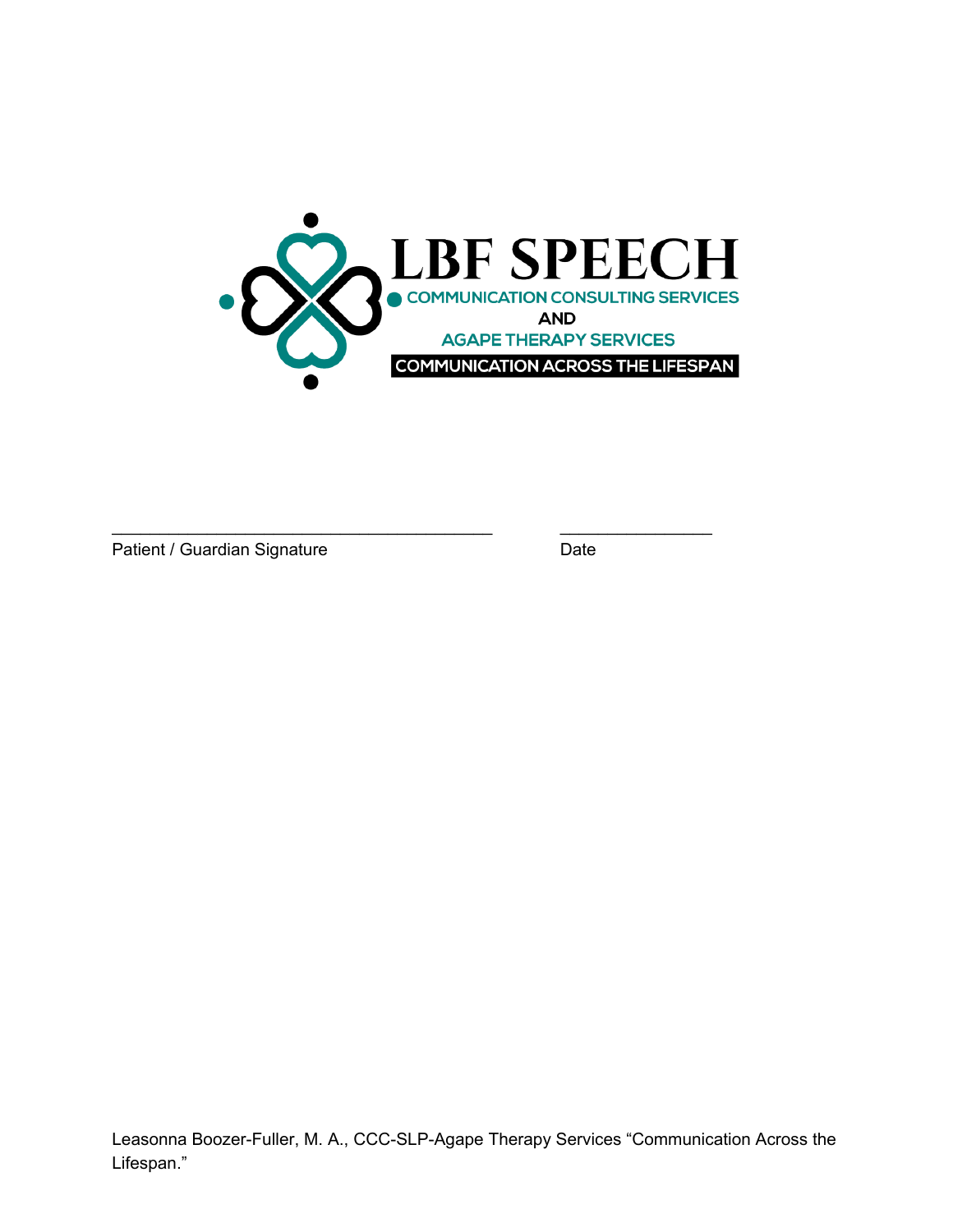LBF SPEECH

COMMUNICATION CONSULTING SERVICES

AND

AGAPE THERAPY SERVICES

COMMUNICATION ACROSS THE LIFESPAN

_________________________________________ ________________

Patient / Guardian Signature Date

Leasonna Boozer-Fuller, M. A., CCC-SLP-Agape Therapy Services “Communication Across the Lifespan.”